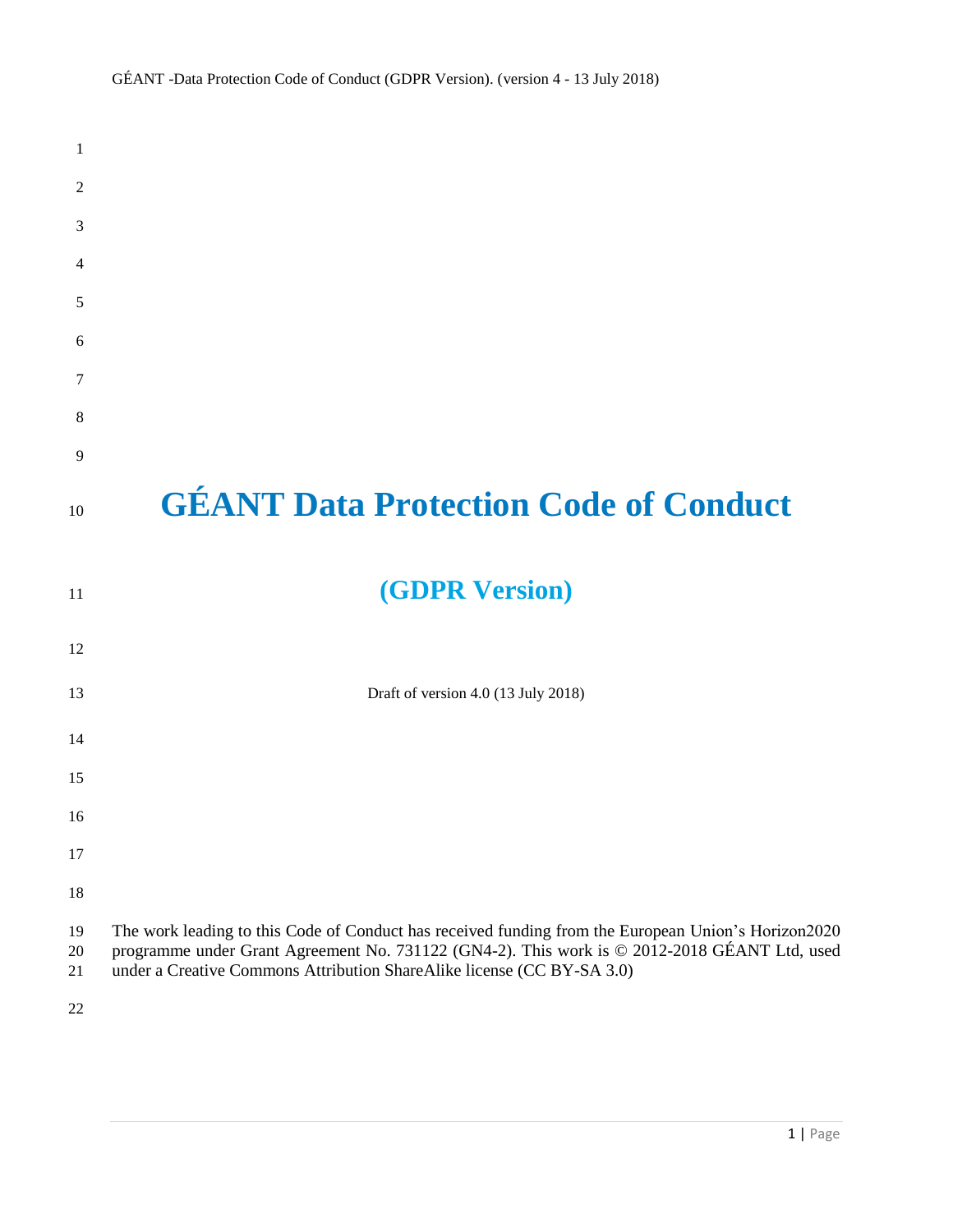# GÉANT Data Protection Code of Conduct

## (GDPR Version)

Draft of version 4.0 (13 July 2018)

The work leading to this Code of Conduct has received funding from the European Union's Horizon2020 programme under Grant Agreement No. 731122 (GN4-2). This work is © 2012-2018 GÉANT Ltd, used under a Creative Commons Attribution ShareAlike license (CC BY-SA 3.0)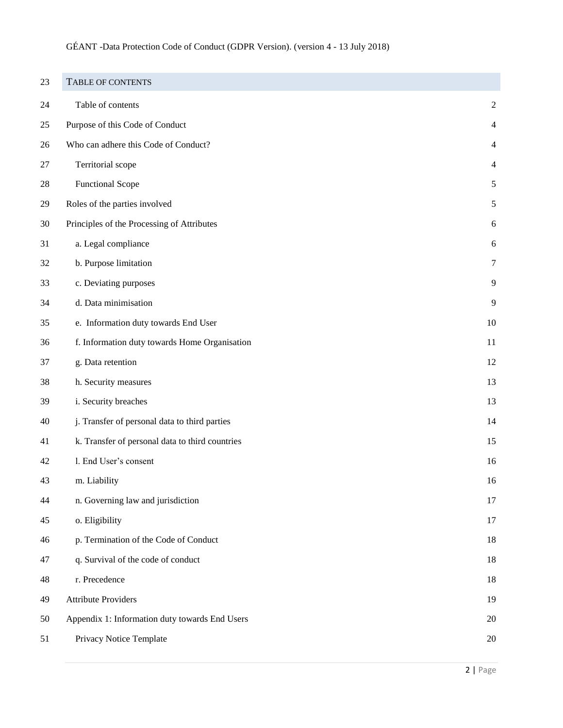## Table of contents

| | |
|---|---|
| Table of contents | 2 |
| Purpose of this Code of Conduct | 4 |
| Who can adhere this Code of Conduct? | 4 |
| Territorial scope | 4 |
| Functional Scope | 5 |
| Roles of the parties involved | 5 |
| Principles of the Processing of Attributes | 6 |
| a. Legal compliance | 6 |
| b. Purpose limitation | 7 |
| c. Deviating purposes | 9 |
| d. Data minimisation | 9 |
| e. Information duty towards End User | 10 |
| f. Information duty towards Home Organisation | 11 |
| g. Data retention | 12 |
| h. Security measures | 13 |
| i. Security breaches | 13 |
| j. Transfer of personal data to third parties | 14 |
| k. Transfer of personal data to third countries | 15 |
| l. End User's consent | 16 |
| m. Liability | 16 |
| n. Governing law and jurisdiction | 17 |
| o. Eligibility | 17 |
| p. Termination of the Code of Conduct | 18 |
| q. Survival of the code of conduct | 18 |
| r. Precedence | 18 |
| Attribute Providers | 19 |
| Appendix 1: Information duty towards End Users | 20 |
| Privacy Notice Template | 20 |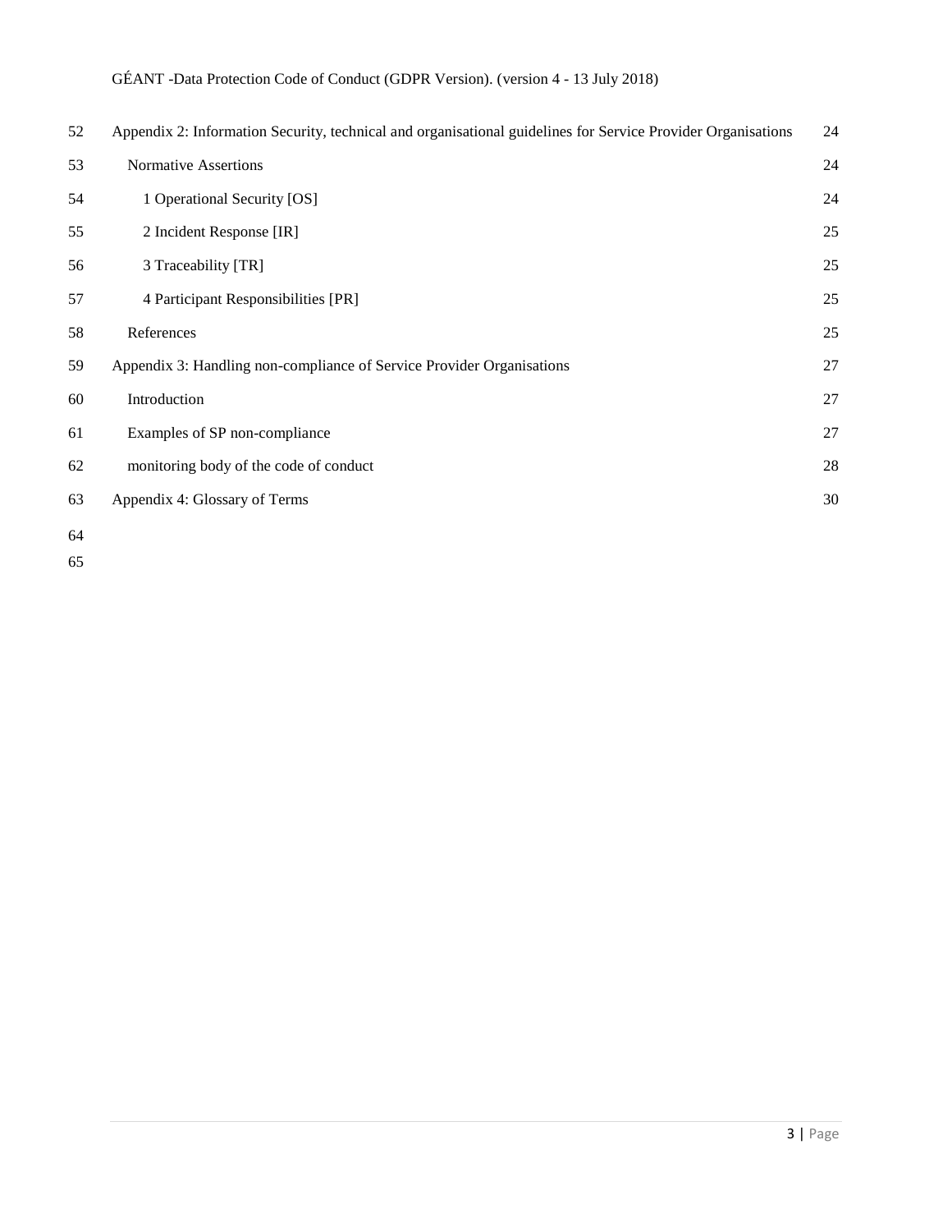Appendix 2: Information Security, technical and organisational guidelines for Service Provider Organisations 24

- Normative Assertions 24
  - 1 Operational Security [OS] 24
  - 2 Incident Response [IR] 25
  - 3 Traceability [TR] 25
  - 4 Participant Responsibilities [PR] 25
- References 25

Appendix 3: Handling non-compliance of Service Provider Organisations 27

- Introduction 27
- Examples of SP non-compliance 27
- monitoring body of the code of conduct 28

Appendix 4: Glossary of Terms 30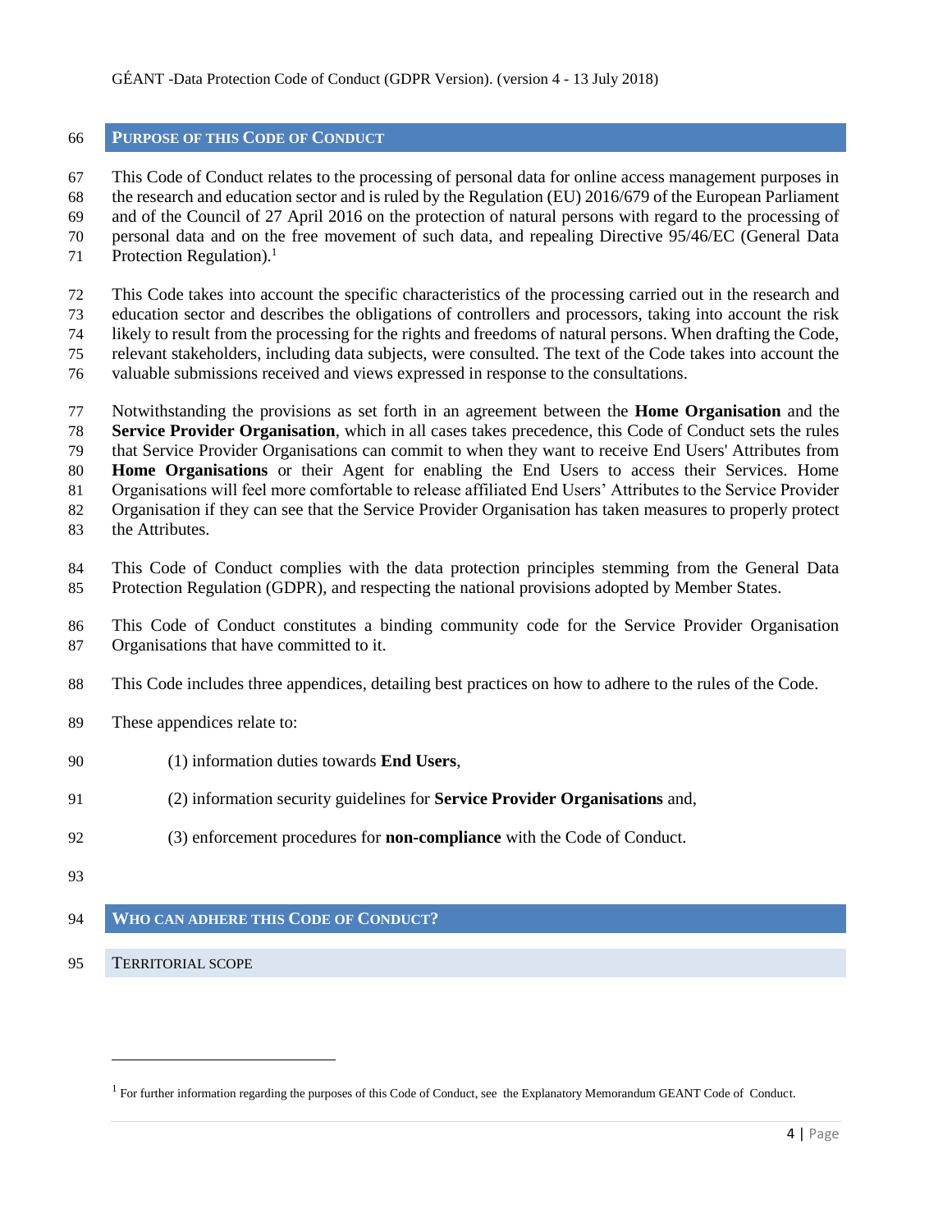## PURPOSE OF THIS CODE OF CONDUCT

This Code of Conduct relates to the processing of personal data for online access management purposes in the research and education sector and is ruled by the Regulation (EU) 2016/679 of the European Parliament and of the Council of 27 April 2016 on the protection of natural persons with regard to the processing of personal data and on the free movement of such data, and repealing Directive 95/46/EC (General Data Protection Regulation).[1]

This Code takes into account the specific characteristics of the processing carried out in the research and education sector and describes the obligations of controllers and processors, taking into account the risk likely to result from the processing for the rights and freedoms of natural persons. When drafting the Code, relevant stakeholders, including data subjects, were consulted. The text of the Code takes into account the valuable submissions received and views expressed in response to the consultations.

Notwithstanding the provisions as set forth in an agreement between the **Home Organisation** and the **Service Provider Organisation**, which in all cases takes precedence, this Code of Conduct sets the rules that Service Provider Organisations can commit to when they want to receive End Users' Attributes from **Home Organisations** or their Agent for enabling the End Users to access their Services. Home Organisations will feel more comfortable to release affiliated End Users' Attributes to the Service Provider Organisation if they can see that the Service Provider Organisation has taken measures to properly protect the Attributes.

This Code of Conduct complies with the data protection principles stemming from the General Data Protection Regulation (GDPR), and respecting the national provisions adopted by Member States.

This Code of Conduct constitutes a binding community code for the Service Provider Organisation Organisations that have committed to it.

This Code includes three appendices, detailing best practices on how to adhere to the rules of the Code.

These appendices relate to:

(1) information duties towards **End Users**,

(2) information security guidelines for **Service Provider Organisations** and,

(3) enforcement procedures for **non-compliance** with the Code of Conduct.

## WHO CAN ADHERE THIS CODE OF CONDUCT?

### TERRITORIAL SCOPE

[1] For further information regarding the purposes of this Code of Conduct, see the Explanatory Memorandum GEANT Code of Conduct.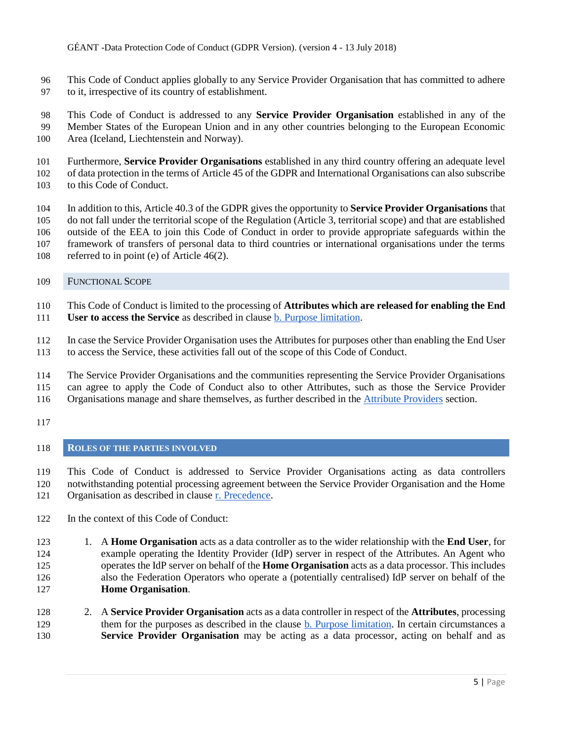This Code of Conduct applies globally to any Service Provider Organisation that has committed to adhere to it, irrespective of its country of establishment.

This Code of Conduct is addressed to any **Service Provider Organisation** established in any of the Member States of the European Union and in any other countries belonging to the European Economic Area (Iceland, Liechtenstein and Norway).

Furthermore, **Service Provider Organisations** established in any third country offering an adequate level of data protection in the terms of Article 45 of the GDPR and International Organisations can also subscribe to this Code of Conduct.

In addition to this, Article 40.3 of the GDPR gives the opportunity to **Service Provider Organisations** that do not fall under the territorial scope of the Regulation (Article 3, territorial scope) and that are established outside of the EEA to join this Code of Conduct in order to provide appropriate safeguards within the framework of transfers of personal data to third countries or international organisations under the terms referred to in point (e) of Article 46(2).

### Functional Scope

This Code of Conduct is limited to the processing of **Attributes which are released for enabling the End User to access the Service** as described in clause b. Purpose limitation.

In case the Service Provider Organisation uses the Attributes for purposes other than enabling the End User to access the Service, these activities fall out of the scope of this Code of Conduct.

The Service Provider Organisations and the communities representing the Service Provider Organisations can agree to apply the Code of Conduct also to other Attributes, such as those the Service Provider Organisations manage and share themselves, as further described in the Attribute Providers section.

## Roles of the Parties Involved

This Code of Conduct is addressed to Service Provider Organisations acting as data controllers notwithstanding potential processing agreement between the Service Provider Organisation and the Home Organisation as described in clause r. Precedence.

In the context of this Code of Conduct:

1. A **Home Organisation** acts as a data controller as to the wider relationship with the **End User**, for example operating the Identity Provider (IdP) server in respect of the Attributes. An Agent who operates the IdP server on behalf of the **Home Organisation** acts as a data processor. This includes also the Federation Operators who operate a (potentially centralised) IdP server on behalf of the **Home Organisation**.

2. A **Service Provider Organisation** acts as a data controller in respect of the **Attributes**, processing them for the purposes as described in the clause b. Purpose limitation. In certain circumstances a **Service Provider Organisation** may be acting as a data processor, acting on behalf and as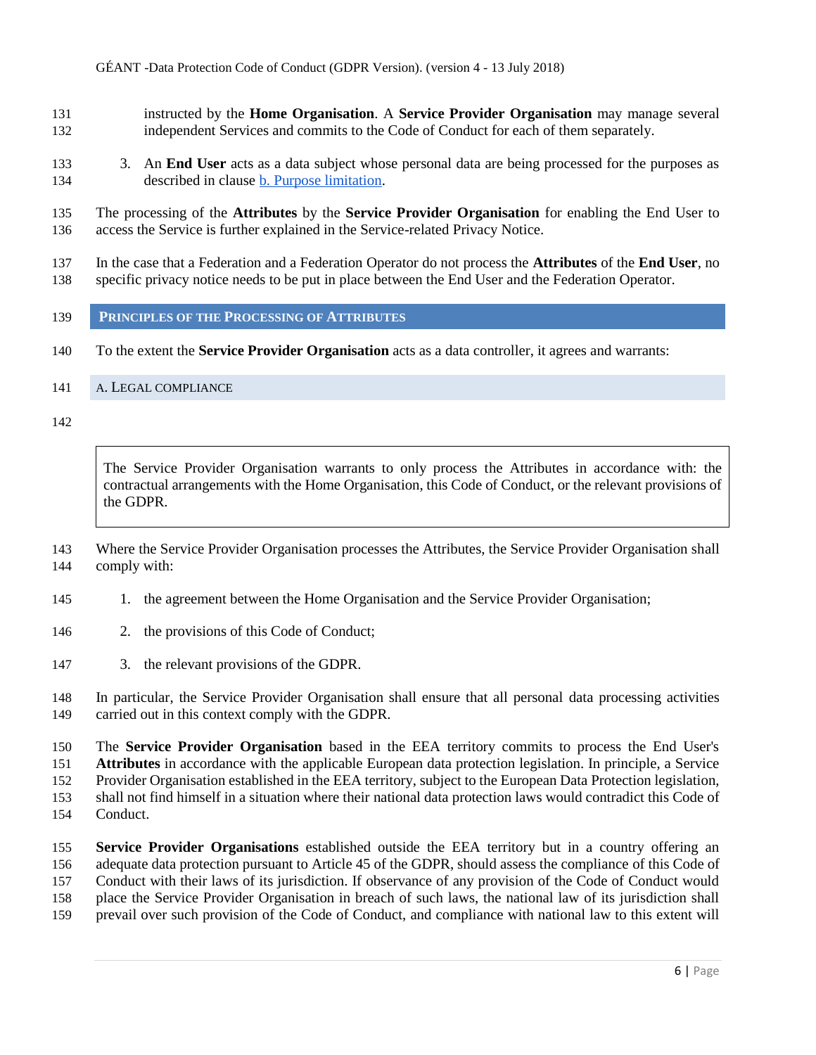instructed by the **Home Organisation**. A **Service Provider Organisation** may manage several independent Services and commits to the Code of Conduct for each of them separately.

3. An **End User** acts as a data subject whose personal data are being processed for the purposes as described in clause b. Purpose limitation.

The processing of the **Attributes** by the **Service Provider Organisation** for enabling the End User to access the Service is further explained in the Service-related Privacy Notice.

In the case that a Federation and a Federation Operator do not process the **Attributes** of the **End User**, no specific privacy notice needs to be put in place between the End User and the Federation Operator.

## PRINCIPLES OF THE PROCESSING OF ATTRIBUTES

To the extent the **Service Provider Organisation** acts as a data controller, it agrees and warrants:

### A. LEGAL COMPLIANCE

> The Service Provider Organisation warrants to only process the Attributes in accordance with: the contractual arrangements with the Home Organisation, this Code of Conduct, or the relevant provisions of the GDPR.

Where the Service Provider Organisation processes the Attributes, the Service Provider Organisation shall comply with:

1. the agreement between the Home Organisation and the Service Provider Organisation;
2. the provisions of this Code of Conduct;
3. the relevant provisions of the GDPR.

In particular, the Service Provider Organisation shall ensure that all personal data processing activities carried out in this context comply with the GDPR.

The **Service Provider Organisation** based in the EEA territory commits to process the End User's **Attributes** in accordance with the applicable European data protection legislation. In principle, a Service Provider Organisation established in the EEA territory, subject to the European Data Protection legislation, shall not find himself in a situation where their national data protection laws would contradict this Code of Conduct.

**Service Provider Organisations** established outside the EEA territory but in a country offering an adequate data protection pursuant to Article 45 of the GDPR, should assess the compliance of this Code of Conduct with their laws of its jurisdiction. If observance of any provision of the Code of Conduct would place the Service Provider Organisation in breach of such laws, the national law of its jurisdiction shall prevail over such provision of the Code of Conduct, and compliance with national law to this extent will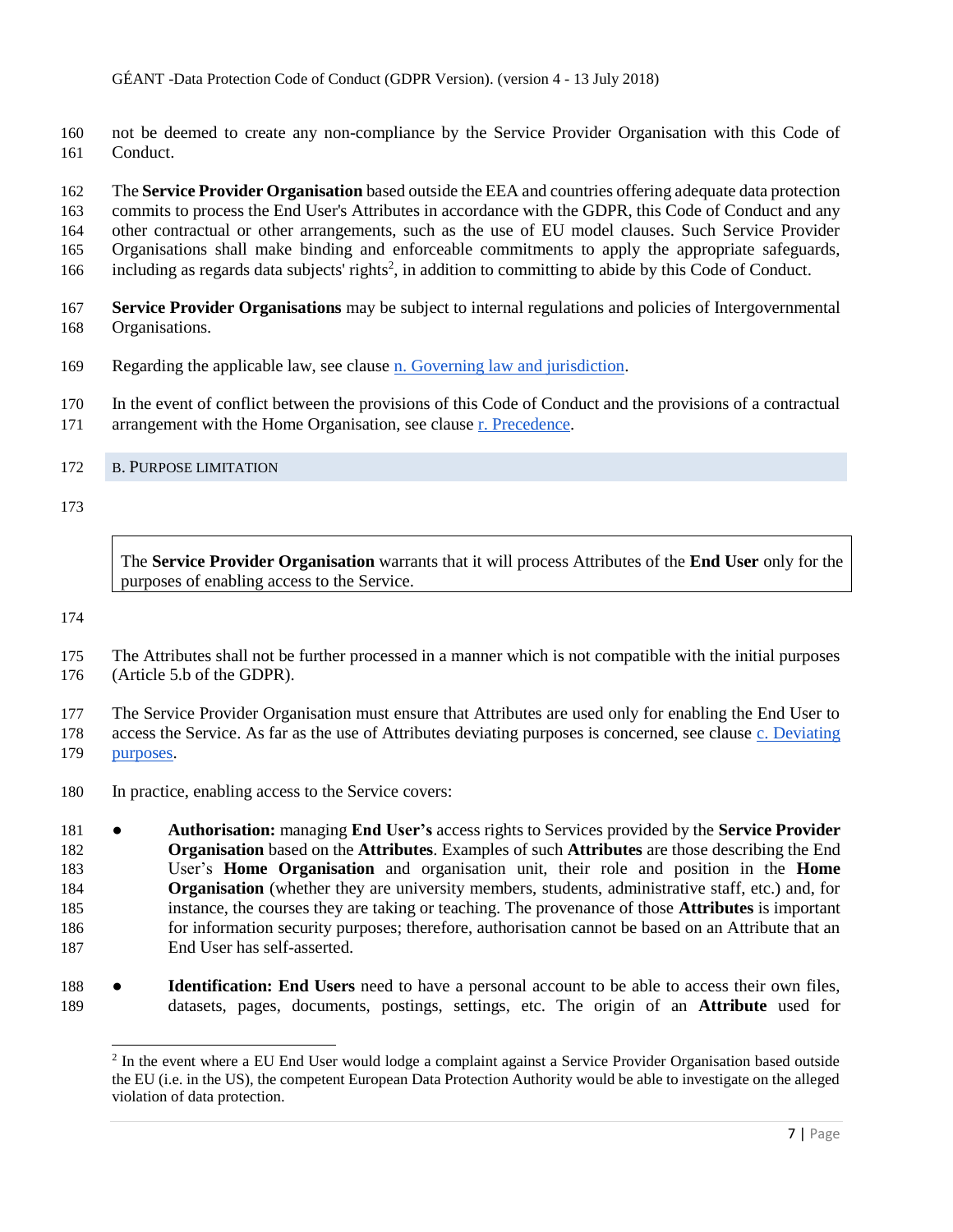not be deemed to create any non-compliance by the Service Provider Organisation with this Code of Conduct.

The **Service Provider Organisation** based outside the EEA and countries offering adequate data protection commits to process the End User's Attributes in accordance with the GDPR, this Code of Conduct and any other contractual or other arrangements, such as the use of EU model clauses. Such Service Provider Organisations shall make binding and enforceable commitments to apply the appropriate safeguards, including as regards data subjects' rights[2], in addition to committing to abide by this Code of Conduct.

**Service Provider Organisations** may be subject to internal regulations and policies of Intergovernmental Organisations.

Regarding the applicable law, see clause n. Governing law and jurisdiction.

In the event of conflict between the provisions of this Code of Conduct and the provisions of a contractual arrangement with the Home Organisation, see clause r. Precedence.

## B. Purpose limitation

> The **Service Provider Organisation** warrants that it will process Attributes of the **End User** only for the purposes of enabling access to the Service.

The Attributes shall not be further processed in a manner which is not compatible with the initial purposes (Article 5.b of the GDPR).

The Service Provider Organisation must ensure that Attributes are used only for enabling the End User to access the Service. As far as the use of Attributes deviating purposes is concerned, see clause c. Deviating purposes.

In practice, enabling access to the Service covers:

- **Authorisation:** managing **End User's** access rights to Services provided by the **Service Provider Organisation** based on the **Attributes**. Examples of such **Attributes** are those describing the End User's **Home Organisation** and organisation unit, their role and position in the **Home Organisation** (whether they are university members, students, administrative staff, etc.) and, for instance, the courses they are taking or teaching. The provenance of those **Attributes** is important for information security purposes; therefore, authorisation cannot be based on an Attribute that an End User has self-asserted.
- **Identification: End Users** need to have a personal account to be able to access their own files, datasets, pages, documents, postings, settings, etc. The origin of an **Attribute** used for

[2] In the event where a EU End User would lodge a complaint against a Service Provider Organisation based outside the EU (i.e. in the US), the competent European Data Protection Authority would be able to investigate on the alleged violation of data protection.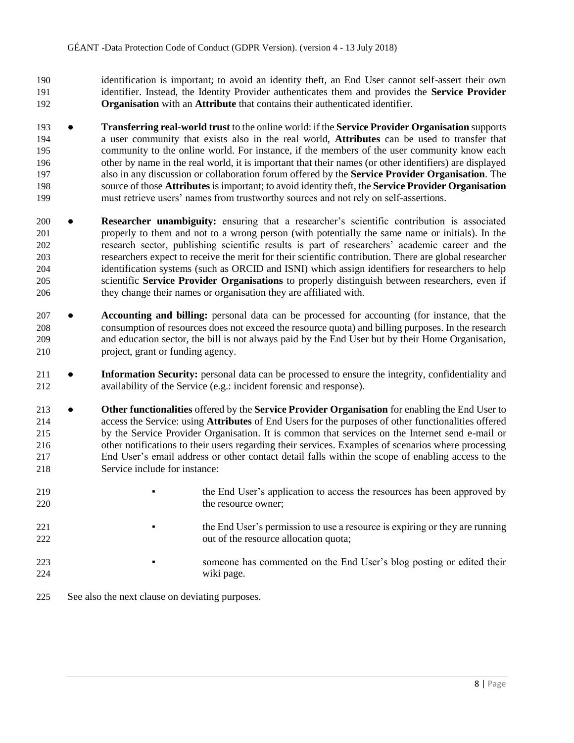identification is important; to avoid an identity theft, an End User cannot self-assert their own identifier. Instead, the Identity Provider authenticates them and provides the **Service Provider Organisation** with an **Attribute** that contains their authenticated identifier.

- **Transferring real-world trust** to the online world: if the **Service Provider Organisation** supports a user community that exists also in the real world, **Attributes** can be used to transfer that community to the online world. For instance, if the members of the user community know each other by name in the real world, it is important that their names (or other identifiers) are displayed also in any discussion or collaboration forum offered by the **Service Provider Organisation**. The source of those **Attributes** is important; to avoid identity theft, the **Service Provider Organisation** must retrieve users' names from trustworthy sources and not rely on self-assertions.

- **Researcher unambiguity:** ensuring that a researcher's scientific contribution is associated properly to them and not to a wrong person (with potentially the same name or initials). In the research sector, publishing scientific results is part of researchers' academic career and the researchers expect to receive the merit for their scientific contribution. There are global researcher identification systems (such as ORCID and ISNI) which assign identifiers for researchers to help scientific **Service Provider Organisations** to properly distinguish between researchers, even if they change their names or organisation they are affiliated with.

- **Accounting and billing:** personal data can be processed for accounting (for instance, that the consumption of resources does not exceed the resource quota) and billing purposes. In the research and education sector, the bill is not always paid by the End User but by their Home Organisation, project, grant or funding agency.

- **Information Security:** personal data can be processed to ensure the integrity, confidentiality and availability of the Service (e.g.: incident forensic and response).

- **Other functionalities** offered by the **Service Provider Organisation** for enabling the End User to access the Service: using **Attributes** of End Users for the purposes of other functionalities offered by the Service Provider Organisation. It is common that services on the Internet send e-mail or other notifications to their users regarding their services. Examples of scenarios where processing End User's email address or other contact detail falls within the scope of enabling access to the Service include for instance:

  - the End User's application to access the resources has been approved by the resource owner;
  - the End User's permission to use a resource is expiring or they are running out of the resource allocation quota;
  - someone has commented on the End User's blog posting or edited their wiki page.

See also the next clause on deviating purposes.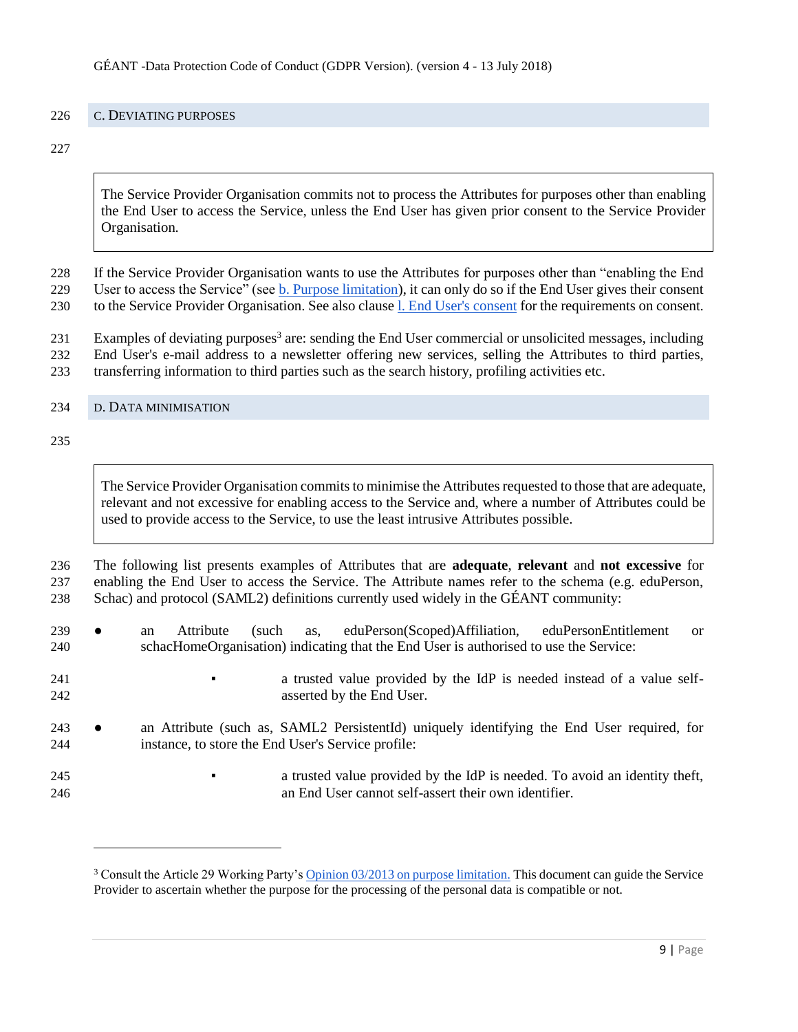## C. Deviating purposes

> The Service Provider Organisation commits not to process the Attributes for purposes other than enabling the End User to access the Service, unless the End User has given prior consent to the Service Provider Organisation.

If the Service Provider Organisation wants to use the Attributes for purposes other than "enabling the End User to access the Service" (see b. Purpose limitation), it can only do so if the End User gives their consent to the Service Provider Organisation. See also clause l. End User's consent for the requirements on consent.

Examples of deviating purposes[3] are: sending the End User commercial or unsolicited messages, including End User's e-mail address to a newsletter offering new services, selling the Attributes to third parties, transferring information to third parties such as the search history, profiling activities etc.

## D. Data minimisation

> The Service Provider Organisation commits to minimise the Attributes requested to those that are adequate, relevant and not excessive for enabling access to the Service and, where a number of Attributes could be used to provide access to the Service, to use the least intrusive Attributes possible.

The following list presents examples of Attributes that are **adequate**, **relevant** and **not excessive** for enabling the End User to access the Service. The Attribute names refer to the schema (e.g. eduPerson, Schac) and protocol (SAML2) definitions currently used widely in the GÉANT community:

- an Attribute (such as, eduPerson(Scoped)Affiliation, eduPersonEntitlement or schacHomeOrganisation) indicating that the End User is authorised to use the Service:
  - a trusted value provided by the IdP is needed instead of a value self-asserted by the End User.
- an Attribute (such as, SAML2 PersistentId) uniquely identifying the End User required, for instance, to store the End User's Service profile:
  - a trusted value provided by the IdP is needed. To avoid an identity theft, an End User cannot self-assert their own identifier.

---

[3] Consult the Article 29 Working Party's Opinion 03/2013 on purpose limitation. This document can guide the Service Provider to ascertain whether the purpose for the processing of the personal data is compatible or not.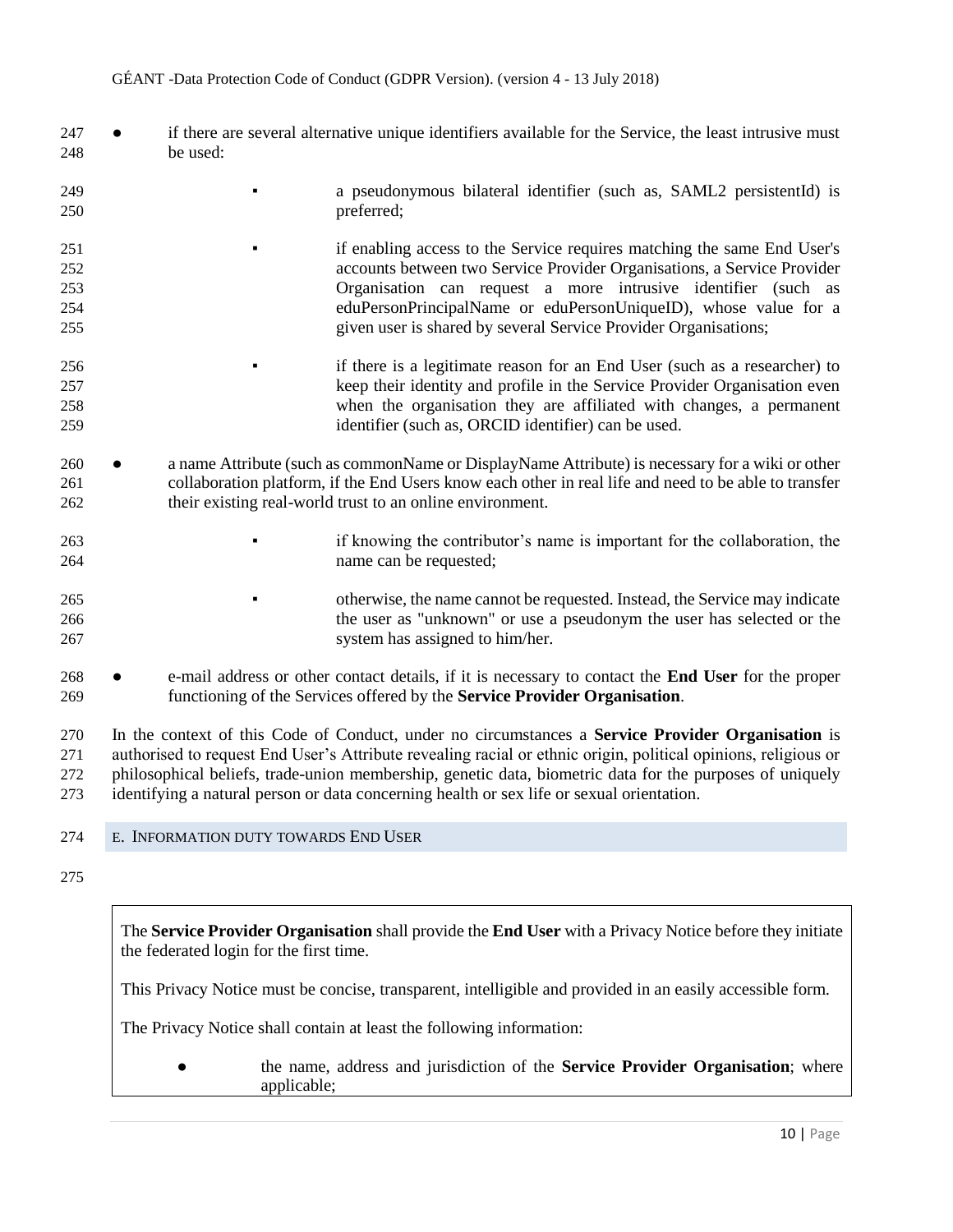- if there are several alternative unique identifiers available for the Service, the least intrusive must be used:
  - a pseudonymous bilateral identifier (such as, SAML2 persistentId) is preferred;
  - if enabling access to the Service requires matching the same End User's accounts between two Service Provider Organisations, a Service Provider Organisation can request a more intrusive identifier (such as eduPersonPrincipalName or eduPersonUniqueID), whose value for a given user is shared by several Service Provider Organisations;
  - if there is a legitimate reason for an End User (such as a researcher) to keep their identity and profile in the Service Provider Organisation even when the organisation they are affiliated with changes, a permanent identifier (such as, ORCID identifier) can be used.
- a name Attribute (such as commonName or DisplayName Attribute) is necessary for a wiki or other collaboration platform, if the End Users know each other in real life and need to be able to transfer their existing real-world trust to an online environment.
  - if knowing the contributor's name is important for the collaboration, the name can be requested;
  - otherwise, the name cannot be requested. Instead, the Service may indicate the user as "unknown" or use a pseudonym the user has selected or the system has assigned to him/her.
- e-mail address or other contact details, if it is necessary to contact the **End User** for the proper functioning of the Services offered by the **Service Provider Organisation**.

In the context of this Code of Conduct, under no circumstances a **Service Provider Organisation** is authorised to request End User's Attribute revealing racial or ethnic origin, political opinions, religious or philosophical beliefs, trade-union membership, genetic data, biometric data for the purposes of uniquely identifying a natural person or data concerning health or sex life or sexual orientation.

## E. Information duty towards End User

The **Service Provider Organisation** shall provide the **End User** with a Privacy Notice before they initiate the federated login for the first time.

This Privacy Notice must be concise, transparent, intelligible and provided in an easily accessible form.

The Privacy Notice shall contain at least the following information:

- the name, address and jurisdiction of the **Service Provider Organisation**; where applicable;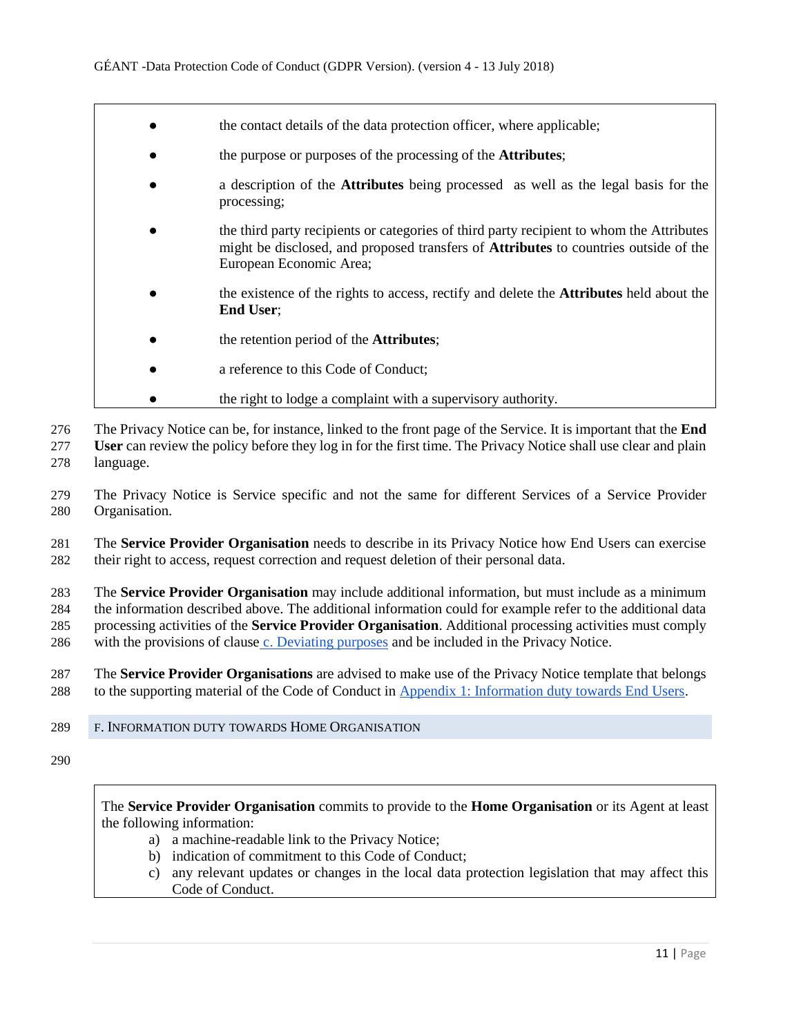- the contact details of the data protection officer, where applicable;
- the purpose or purposes of the processing of the **Attributes**;
- a description of the **Attributes** being processed as well as the legal basis for the processing;
- the third party recipients or categories of third party recipient to whom the Attributes might be disclosed, and proposed transfers of **Attributes** to countries outside of the European Economic Area;
- the existence of the rights to access, rectify and delete the **Attributes** held about the **End User**;
- the retention period of the **Attributes**;
- a reference to this Code of Conduct;
- the right to lodge a complaint with a supervisory authority.

The Privacy Notice can be, for instance, linked to the front page of the Service. It is important that the **End User** can review the policy before they log in for the first time. The Privacy Notice shall use clear and plain language.

The Privacy Notice is Service specific and not the same for different Services of a Service Provider Organisation.

The **Service Provider Organisation** needs to describe in its Privacy Notice how End Users can exercise their right to access, request correction and request deletion of their personal data.

The **Service Provider Organisation** may include additional information, but must include as a minimum the information described above. The additional information could for example refer to the additional data processing activities of the **Service Provider Organisation**. Additional processing activities must comply with the provisions of clause c. Deviating purposes and be included in the Privacy Notice.

The **Service Provider Organisations** are advised to make use of the Privacy Notice template that belongs to the supporting material of the Code of Conduct in Appendix 1: Information duty towards End Users.

## F. Information duty towards Home Organisation

The **Service Provider Organisation** commits to provide to the **Home Organisation** or its Agent at least the following information:

a) a machine-readable link to the Privacy Notice;
b) indication of commitment to this Code of Conduct;
c) any relevant updates or changes in the local data protection legislation that may affect this Code of Conduct.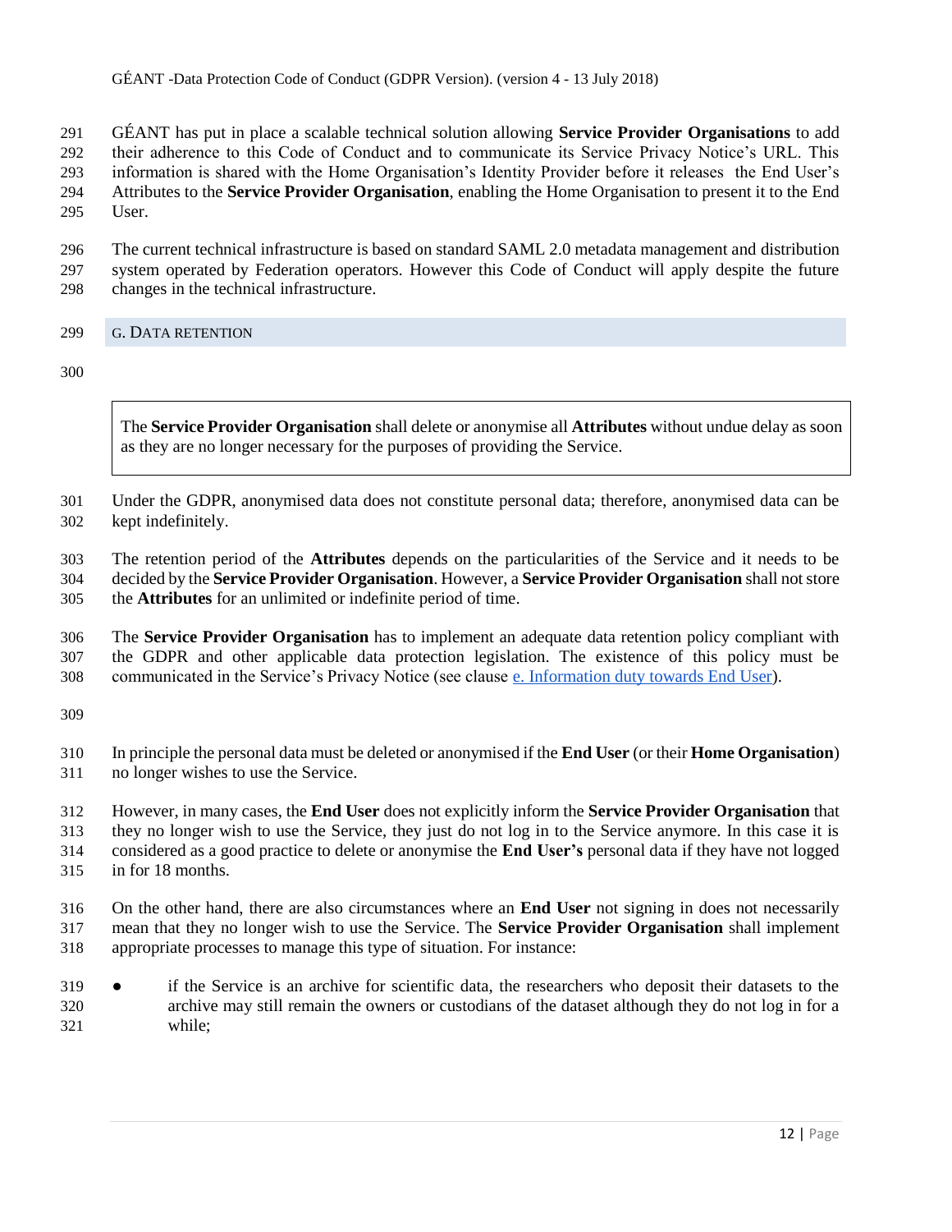GÉANT has put in place a scalable technical solution allowing **Service Provider Organisations** to add their adherence to this Code of Conduct and to communicate its Service Privacy Notice's URL. This information is shared with the Home Organisation's Identity Provider before it releases the End User's Attributes to the **Service Provider Organisation**, enabling the Home Organisation to present it to the End User.

The current technical infrastructure is based on standard SAML 2.0 metadata management and distribution system operated by Federation operators. However this Code of Conduct will apply despite the future changes in the technical infrastructure.

## G. Data retention

> The **Service Provider Organisation** shall delete or anonymise all **Attributes** without undue delay as soon as they are no longer necessary for the purposes of providing the Service.

Under the GDPR, anonymised data does not constitute personal data; therefore, anonymised data can be kept indefinitely.

The retention period of the **Attributes** depends on the particularities of the Service and it needs to be decided by the **Service Provider Organisation**. However, a **Service Provider Organisation** shall not store the **Attributes** for an unlimited or indefinite period of time.

The **Service Provider Organisation** has to implement an adequate data retention policy compliant with the GDPR and other applicable data protection legislation. The existence of this policy must be communicated in the Service's Privacy Notice (see clause e. Information duty towards End User).

In principle the personal data must be deleted or anonymised if the **End User** (or their **Home Organisation**) no longer wishes to use the Service.

However, in many cases, the **End User** does not explicitly inform the **Service Provider Organisation** that they no longer wish to use the Service, they just do not log in to the Service anymore. In this case it is considered as a good practice to delete or anonymise the **End User's** personal data if they have not logged in for 18 months.

On the other hand, there are also circumstances where an **End User** not signing in does not necessarily mean that they no longer wish to use the Service. The **Service Provider Organisation** shall implement appropriate processes to manage this type of situation. For instance:

- if the Service is an archive for scientific data, the researchers who deposit their datasets to the archive may still remain the owners or custodians of the dataset although they do not log in for a while;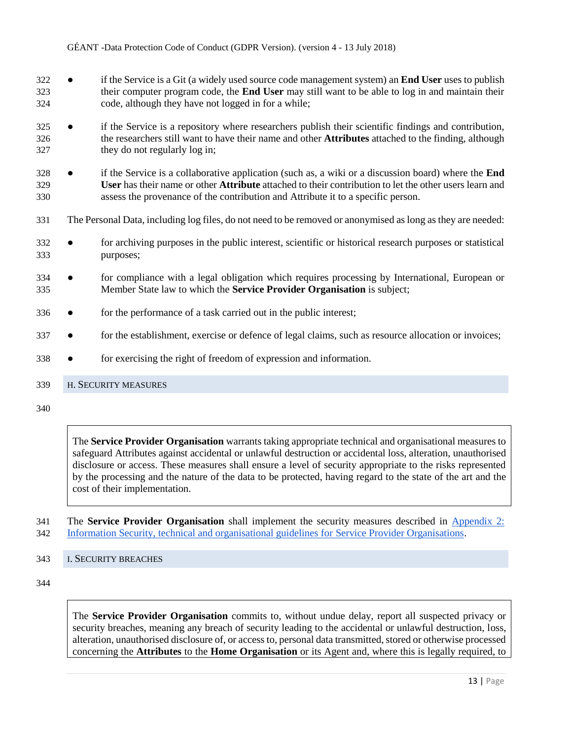- if the Service is a Git (a widely used source code management system) an **End User** uses to publish their computer program code, the **End User** may still want to be able to log in and maintain their code, although they have not logged in for a while;
- if the Service is a repository where researchers publish their scientific findings and contribution, the researchers still want to have their name and other **Attributes** attached to the finding, although they do not regularly log in;
- if the Service is a collaborative application (such as, a wiki or a discussion board) where the **End User** has their name or other **Attribute** attached to their contribution to let the other users learn and assess the provenance of the contribution and Attribute it to a specific person.

The Personal Data, including log files, do not need to be removed or anonymised as long as they are needed:

- for archiving purposes in the public interest, scientific or historical research purposes or statistical purposes;
- for compliance with a legal obligation which requires processing by International, European or Member State law to which the **Service Provider Organisation** is subject;
- for the performance of a task carried out in the public interest;
- for the establishment, exercise or defence of legal claims, such as resource allocation or invoices;
- for exercising the right of freedom of expression and information.

## H. Security measures

> The **Service Provider Organisation** warrants taking appropriate technical and organisational measures to safeguard Attributes against accidental or unlawful destruction or accidental loss, alteration, unauthorised disclosure or access. These measures shall ensure a level of security appropriate to the risks represented by the processing and the nature of the data to be protected, having regard to the state of the art and the cost of their implementation.

The **Service Provider Organisation** shall implement the security measures described in Appendix 2: Information Security, technical and organisational guidelines for Service Provider Organisations.

## I. Security breaches

> The **Service Provider Organisation** commits to, without undue delay, report all suspected privacy or security breaches, meaning any breach of security leading to the accidental or unlawful destruction, loss, alteration, unauthorised disclosure of, or access to, personal data transmitted, stored or otherwise processed concerning the **Attributes** to the **Home Organisation** or its Agent and, where this is legally required, to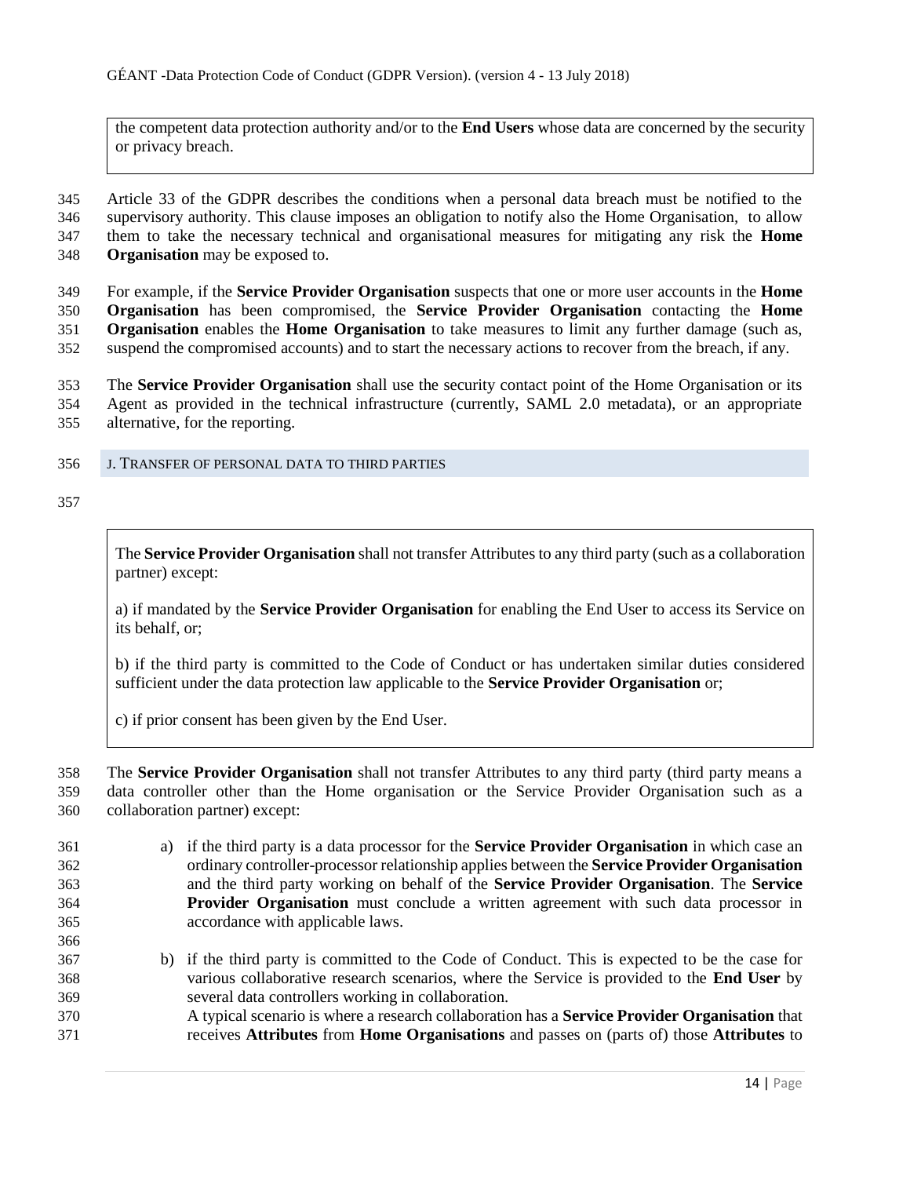the competent data protection authority and/or to the **End Users** whose data are concerned by the security or privacy breach.

Article 33 of the GDPR describes the conditions when a personal data breach must be notified to the supervisory authority. This clause imposes an obligation to notify also the Home Organisation, to allow them to take the necessary technical and organisational measures for mitigating any risk the **Home Organisation** may be exposed to.

For example, if the **Service Provider Organisation** suspects that one or more user accounts in the **Home Organisation** has been compromised, the **Service Provider Organisation** contacting the **Home Organisation** enables the **Home Organisation** to take measures to limit any further damage (such as, suspend the compromised accounts) and to start the necessary actions to recover from the breach, if any.

The **Service Provider Organisation** shall use the security contact point of the Home Organisation or its Agent as provided in the technical infrastructure (currently, SAML 2.0 metadata), or an appropriate alternative, for the reporting.

## J. Transfer of personal data to third parties

> The **Service Provider Organisation** shall not transfer Attributes to any third party (such as a collaboration partner) except:
>
> a) if mandated by the **Service Provider Organisation** for enabling the End User to access its Service on its behalf, or;
>
> b) if the third party is committed to the Code of Conduct or has undertaken similar duties considered sufficient under the data protection law applicable to the **Service Provider Organisation** or;
>
> c) if prior consent has been given by the End User.

The **Service Provider Organisation** shall not transfer Attributes to any third party (third party means a data controller other than the Home organisation or the Service Provider Organisation such as a collaboration partner) except:

a) if the third party is a data processor for the **Service Provider Organisation** in which case an ordinary controller-processor relationship applies between the **Service Provider Organisation** and the third party working on behalf of the **Service Provider Organisation**. The **Service Provider Organisation** must conclude a written agreement with such data processor in accordance with applicable laws.

b) if the third party is committed to the Code of Conduct. This is expected to be the case for various collaborative research scenarios, where the Service is provided to the **End User** by several data controllers working in collaboration.
A typical scenario is where a research collaboration has a **Service Provider Organisation** that receives **Attributes** from **Home Organisations** and passes on (parts of) those **Attributes** to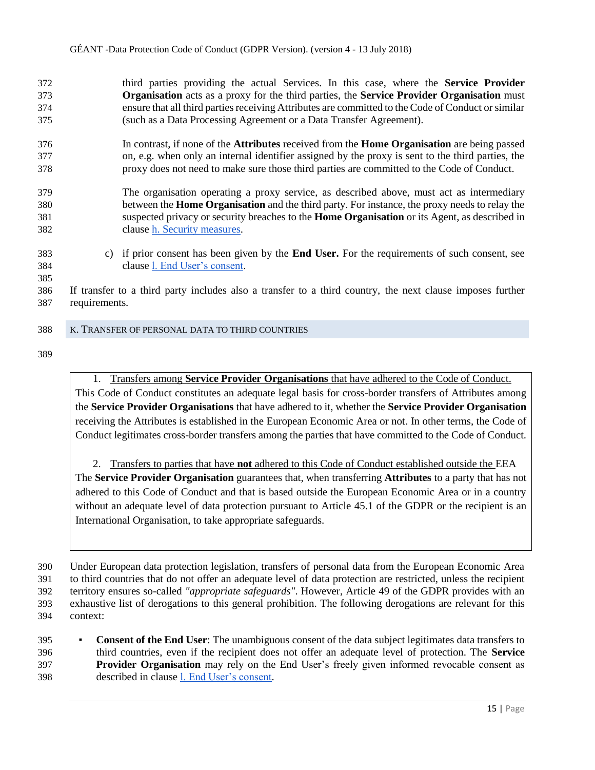third parties providing the actual Services. In this case, where the **Service Provider Organisation** acts as a proxy for the third parties, the **Service Provider Organisation** must ensure that all third parties receiving Attributes are committed to the Code of Conduct or similar (such as a Data Processing Agreement or a Data Transfer Agreement).

In contrast, if none of the **Attributes** received from the **Home Organisation** are being passed on, e.g. when only an internal identifier assigned by the proxy is sent to the third parties, the proxy does not need to make sure those third parties are committed to the Code of Conduct.

The organisation operating a proxy service, as described above, must act as intermediary between the **Home Organisation** and the third party. For instance, the proxy needs to relay the suspected privacy or security breaches to the **Home Organisation** or its Agent, as described in clause [h. Security measures](#).

c) if prior consent has been given by the **End User.** For the requirements of such consent, see clause [l. End User's consent](#).

If transfer to a third party includes also a transfer to a third country, the next clause imposes further requirements.

## K. Transfer of personal data to third countries

> 1. Transfers among **Service Provider Organisations** that have adhered to the Code of Conduct.
>
> This Code of Conduct constitutes an adequate legal basis for cross-border transfers of Attributes among the **Service Provider Organisations** that have adhered to it, whether the **Service Provider Organisation** receiving the Attributes is established in the European Economic Area or not. In other terms, the Code of Conduct legitimates cross-border transfers among the parties that have committed to the Code of Conduct.
>
> 2. Transfers to parties that have **not** adhered to this Code of Conduct established outside the EEA
>
> The **Service Provider Organisation** guarantees that, when transferring **Attributes** to a party that has not adhered to this Code of Conduct and that is based outside the European Economic Area or in a country without an adequate level of data protection pursuant to Article 45.1 of the GDPR or the recipient is an International Organisation, to take appropriate safeguards.

Under European data protection legislation, transfers of personal data from the European Economic Area to third countries that do not offer an adequate level of data protection are restricted, unless the recipient territory ensures so-called *"appropriate safeguards"*. However, Article 49 of the GDPR provides with an exhaustive list of derogations to this general prohibition. The following derogations are relevant for this context:

- **Consent of the End User**: The unambiguous consent of the data subject legitimates data transfers to third countries, even if the recipient does not offer an adequate level of protection. The **Service Provider Organisation** may rely on the End User's freely given informed revocable consent as described in clause [l. End User's consent](#).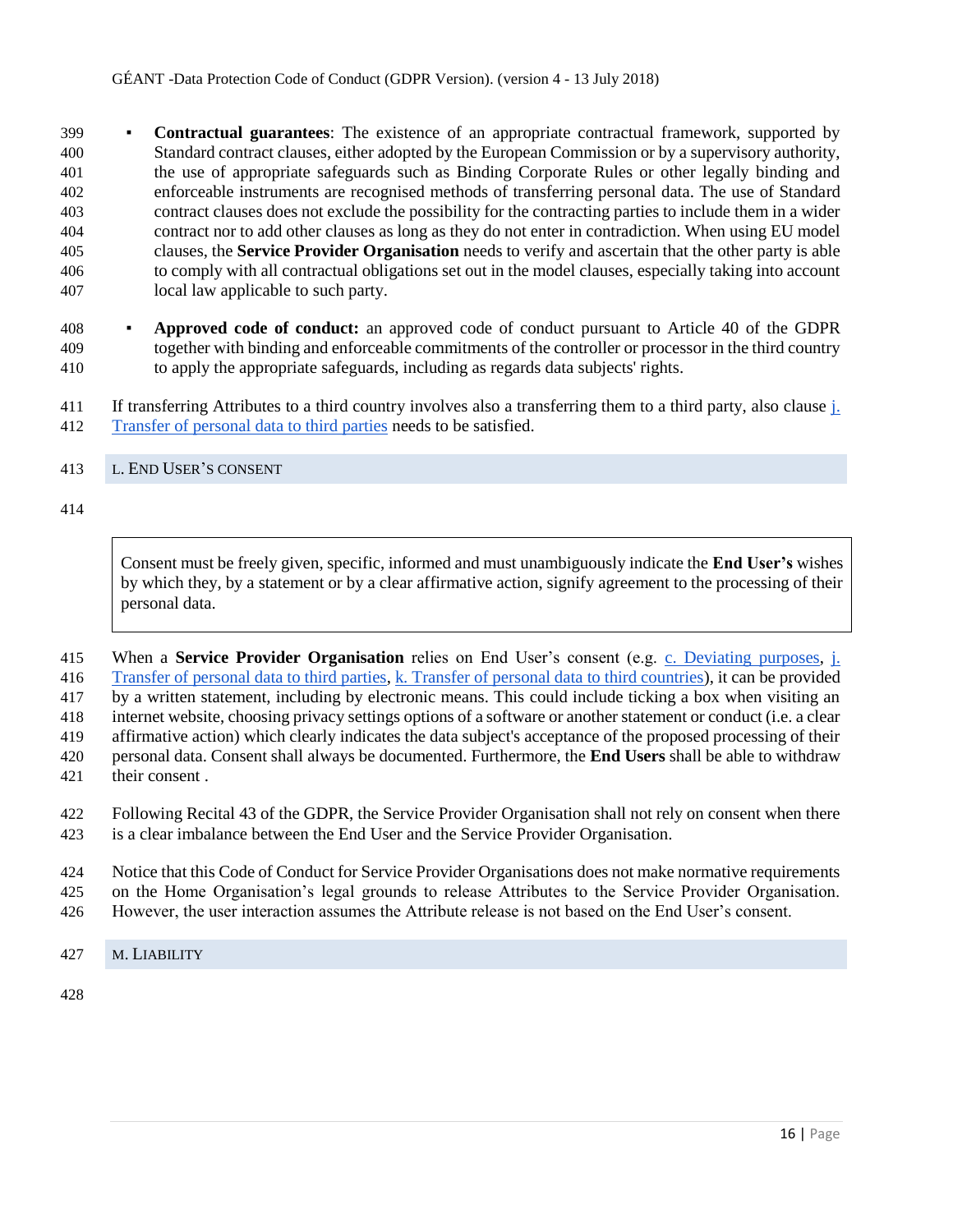- **Contractual guarantees**: The existence of an appropriate contractual framework, supported by Standard contract clauses, either adopted by the European Commission or by a supervisory authority, the use of appropriate safeguards such as Binding Corporate Rules or other legally binding and enforceable instruments are recognised methods of transferring personal data. The use of Standard contract clauses does not exclude the possibility for the contracting parties to include them in a wider contract nor to add other clauses as long as they do not enter in contradiction. When using EU model clauses, the **Service Provider Organisation** needs to verify and ascertain that the other party is able to comply with all contractual obligations set out in the model clauses, especially taking into account local law applicable to such party.
- **Approved code of conduct:** an approved code of conduct pursuant to Article 40 of the GDPR together with binding and enforceable commitments of the controller or processor in the third country to apply the appropriate safeguards, including as regards data subjects' rights.

If transferring Attributes to a third country involves also a transferring them to a third party, also clause j. Transfer of personal data to third parties needs to be satisfied.

## L. End User's consent

> Consent must be freely given, specific, informed and must unambiguously indicate the **End User's** wishes by which they, by a statement or by a clear affirmative action, signify agreement to the processing of their personal data.

When a **Service Provider Organisation** relies on End User's consent (e.g. c. Deviating purposes, j. Transfer of personal data to third parties, k. Transfer of personal data to third countries), it can be provided by a written statement, including by electronic means. This could include ticking a box when visiting an internet website, choosing privacy settings options of a software or another statement or conduct (i.e. a clear affirmative action) which clearly indicates the data subject's acceptance of the proposed processing of their personal data. Consent shall always be documented. Furthermore, the **End Users** shall be able to withdraw their consent .

Following Recital 43 of the GDPR, the Service Provider Organisation shall not rely on consent when there is a clear imbalance between the End User and the Service Provider Organisation.

Notice that this Code of Conduct for Service Provider Organisations does not make normative requirements on the Home Organisation's legal grounds to release Attributes to the Service Provider Organisation. However, the user interaction assumes the Attribute release is not based on the End User's consent.

## M. Liability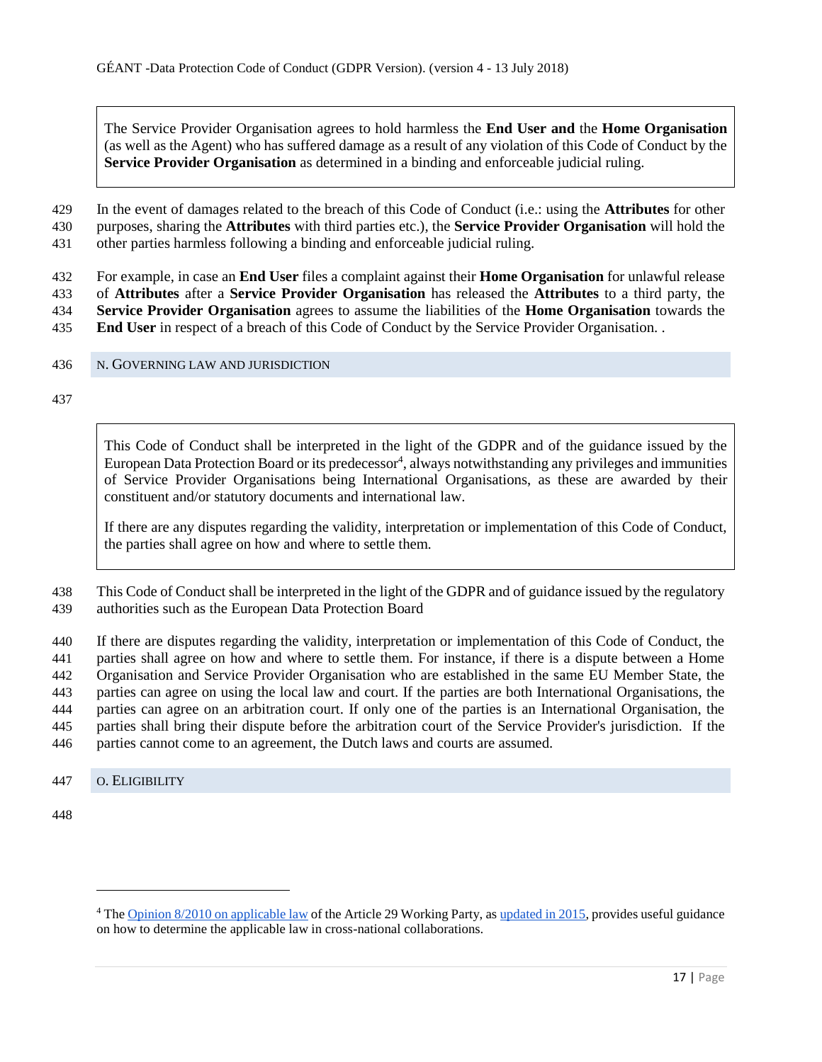> The Service Provider Organisation agrees to hold harmless the **End User and** the **Home Organisation** (as well as the Agent) who has suffered damage as a result of any violation of this Code of Conduct by the **Service Provider Organisation** as determined in a binding and enforceable judicial ruling.

In the event of damages related to the breach of this Code of Conduct (i.e.: using the **Attributes** for other purposes, sharing the **Attributes** with third parties etc.), the **Service Provider Organisation** will hold the other parties harmless following a binding and enforceable judicial ruling.

For example, in case an **End User** files a complaint against their **Home Organisation** for unlawful release of **Attributes** after a **Service Provider Organisation** has released the **Attributes** to a third party, the **Service Provider Organisation** agrees to assume the liabilities of the **Home Organisation** towards the **End User** in respect of a breach of this Code of Conduct by the Service Provider Organisation. .

## N. Governing law and jurisdiction

> This Code of Conduct shall be interpreted in the light of the GDPR and of the guidance issued by the European Data Protection Board or its predecessor[4], always notwithstanding any privileges and immunities of Service Provider Organisations being International Organisations, as these are awarded by their constituent and/or statutory documents and international law.
>
> If there are any disputes regarding the validity, interpretation or implementation of this Code of Conduct, the parties shall agree on how and where to settle them.

This Code of Conduct shall be interpreted in the light of the GDPR and of guidance issued by the regulatory authorities such as the European Data Protection Board

If there are disputes regarding the validity, interpretation or implementation of this Code of Conduct, the parties shall agree on how and where to settle them. For instance, if there is a dispute between a Home Organisation and Service Provider Organisation who are established in the same EU Member State, the parties can agree on using the local law and court. If the parties are both International Organisations, the parties can agree on an arbitration court. If only one of the parties is an International Organisation, the parties shall bring their dispute before the arbitration court of the Service Provider's jurisdiction. If the parties cannot come to an agreement, the Dutch laws and courts are assumed.

## O. Eligibility

---

[4] The Opinion 8/2010 on applicable law of the Article 29 Working Party, as updated in 2015, provides useful guidance on how to determine the applicable law in cross-national collaborations.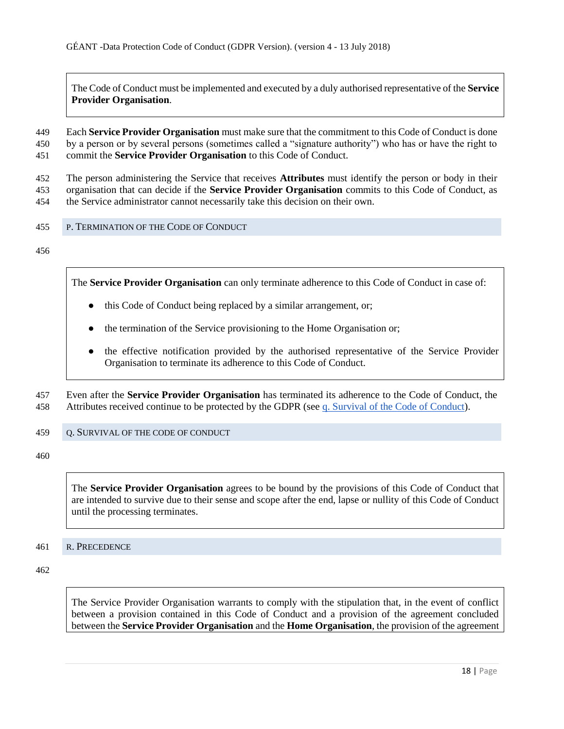> The Code of Conduct must be implemented and executed by a duly authorised representative of the **Service Provider Organisation**.

Each **Service Provider Organisation** must make sure that the commitment to this Code of Conduct is done by a person or by several persons (sometimes called a "signature authority") who has or have the right to commit the **Service Provider Organisation** to this Code of Conduct.

The person administering the Service that receives **Attributes** must identify the person or body in their organisation that can decide if the **Service Provider Organisation** commits to this Code of Conduct, as the Service administrator cannot necessarily take this decision on their own.

## P. Termination of the Code of Conduct

> The **Service Provider Organisation** can only terminate adherence to this Code of Conduct in case of:
>
> - this Code of Conduct being replaced by a similar arrangement, or;
> - the termination of the Service provisioning to the Home Organisation or;
> - the effective notification provided by the authorised representative of the Service Provider Organisation to terminate its adherence to this Code of Conduct.

Even after the **Service Provider Organisation** has terminated its adherence to the Code of Conduct, the Attributes received continue to be protected by the GDPR (see q. Survival of the Code of Conduct).

## Q. Survival of the Code of Conduct

> The **Service Provider Organisation** agrees to be bound by the provisions of this Code of Conduct that are intended to survive due to their sense and scope after the end, lapse or nullity of this Code of Conduct until the processing terminates.

## R. Precedence

> The Service Provider Organisation warrants to comply with the stipulation that, in the event of conflict between a provision contained in this Code of Conduct and a provision of the agreement concluded between the **Service Provider Organisation** and the **Home Organisation**, the provision of the agreement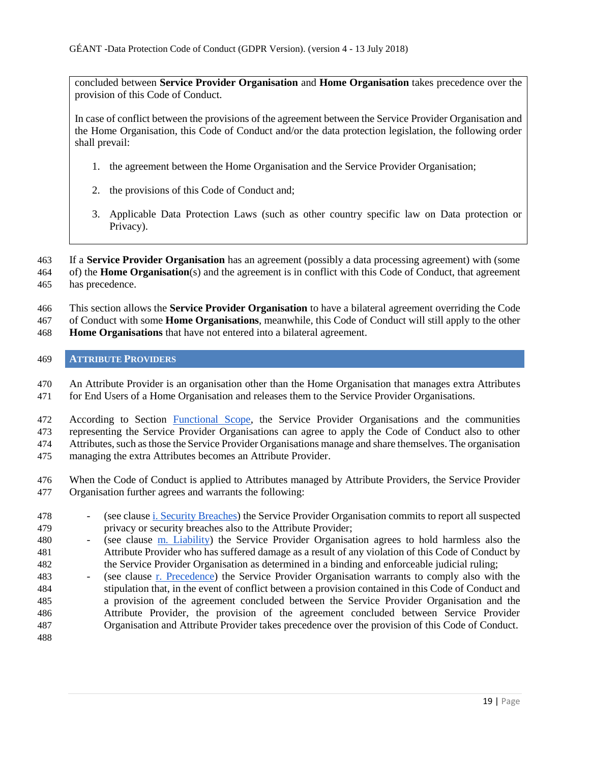concluded between **Service Provider Organisation** and **Home Organisation** takes precedence over the provision of this Code of Conduct.

In case of conflict between the provisions of the agreement between the Service Provider Organisation and the Home Organisation, this Code of Conduct and/or the data protection legislation, the following order shall prevail:

1. the agreement between the Home Organisation and the Service Provider Organisation;
2. the provisions of this Code of Conduct and;
3. Applicable Data Protection Laws (such as other country specific law on Data protection or Privacy).

If a **Service Provider Organisation** has an agreement (possibly a data processing agreement) with (some of) the **Home Organisation**(s) and the agreement is in conflict with this Code of Conduct, that agreement has precedence.

This section allows the **Service Provider Organisation** to have a bilateral agreement overriding the Code of Conduct with some **Home Organisations**, meanwhile, this Code of Conduct will still apply to the other **Home Organisations** that have not entered into a bilateral agreement.

## ATTRIBUTE PROVIDERS

An Attribute Provider is an organisation other than the Home Organisation that manages extra Attributes for End Users of a Home Organisation and releases them to the Service Provider Organisations.

According to Section Functional Scope, the Service Provider Organisations and the communities representing the Service Provider Organisations can agree to apply the Code of Conduct also to other Attributes, such as those the Service Provider Organisations manage and share themselves. The organisation managing the extra Attributes becomes an Attribute Provider.

When the Code of Conduct is applied to Attributes managed by Attribute Providers, the Service Provider Organisation further agrees and warrants the following:

- (see clause i. Security Breaches) the Service Provider Organisation commits to report all suspected privacy or security breaches also to the Attribute Provider;
- (see clause m. Liability) the Service Provider Organisation agrees to hold harmless also the Attribute Provider who has suffered damage as a result of any violation of this Code of Conduct by the Service Provider Organisation as determined in a binding and enforceable judicial ruling;
- (see clause r. Precedence) the Service Provider Organisation warrants to comply also with the stipulation that, in the event of conflict between a provision contained in this Code of Conduct and a provision of the agreement concluded between the Service Provider Organisation and the Attribute Provider, the provision of the agreement concluded between Service Provider Organisation and Attribute Provider takes precedence over the provision of this Code of Conduct.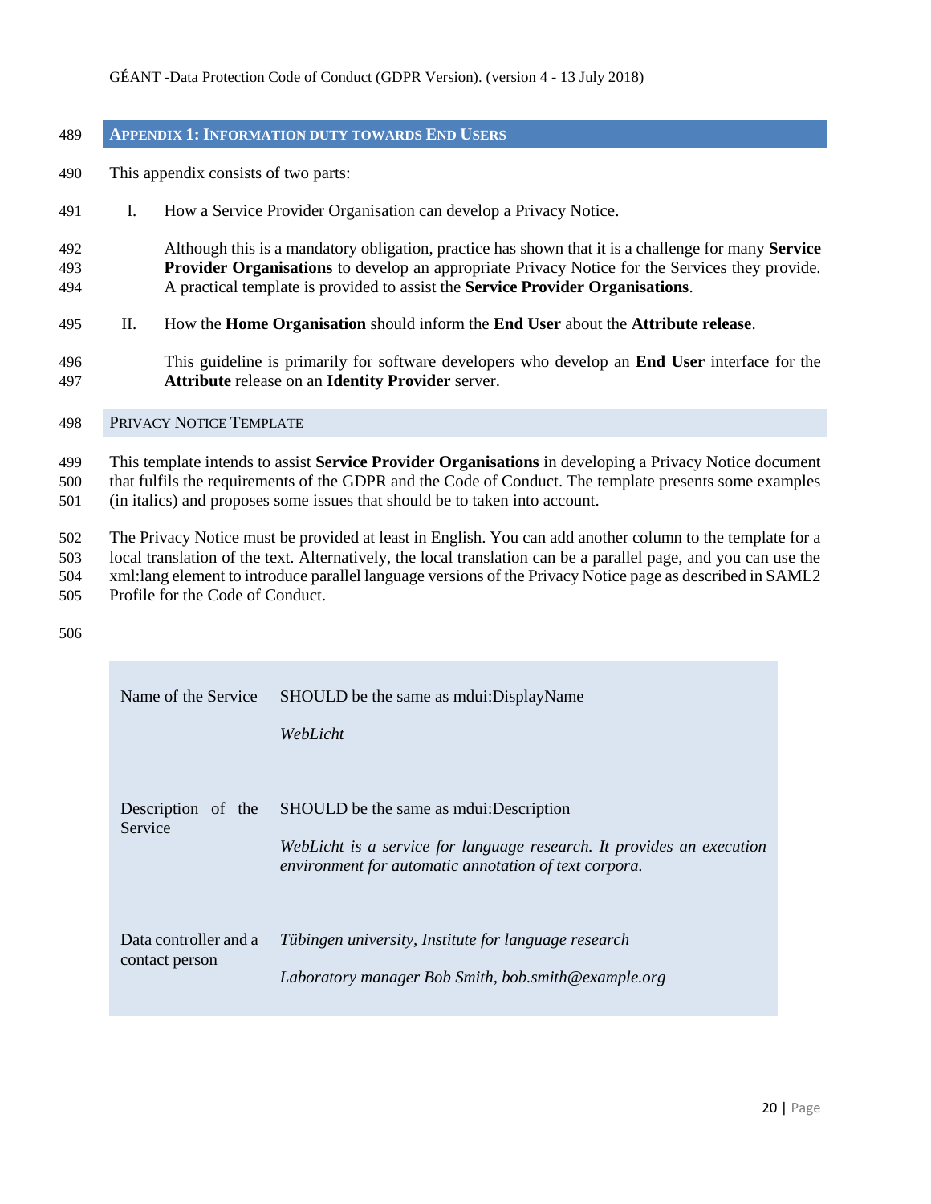## Appendix 1: Information duty towards End Users

This appendix consists of two parts:

I. How a Service Provider Organisation can develop a Privacy Notice.

   Although this is a mandatory obligation, practice has shown that it is a challenge for many **Service Provider Organisations** to develop an appropriate Privacy Notice for the Services they provide. A practical template is provided to assist the **Service Provider Organisations**.

II. How the **Home Organisation** should inform the **End User** about the **Attribute release**.

   This guideline is primarily for software developers who develop an **End User** interface for the **Attribute** release on an **Identity Provider** server.

### Privacy Notice Template

This template intends to assist **Service Provider Organisations** in developing a Privacy Notice document that fulfils the requirements of the GDPR and the Code of Conduct. The template presents some examples (in italics) and proposes some issues that should be to taken into account.

The Privacy Notice must be provided at least in English. You can add another column to the template for a local translation of the text. Alternatively, the local translation can be a parallel page, and you can use the xml:lang element to introduce parallel language versions of the Privacy Notice page as described in SAML2 Profile for the Code of Conduct.

| | |
|---|---|
| Name of the Service | SHOULD be the same as mdui:DisplayName<br><br>*WebLicht* |
| Description of the Service | SHOULD be the same as mdui:Description<br><br>*WebLicht is a service for language research. It provides an execution environment for automatic annotation of text corpora.* |
| Data controller and a contact person | *Tübingen university, Institute for language research*<br><br>*Laboratory manager Bob Smith, bob.smith@example.org* |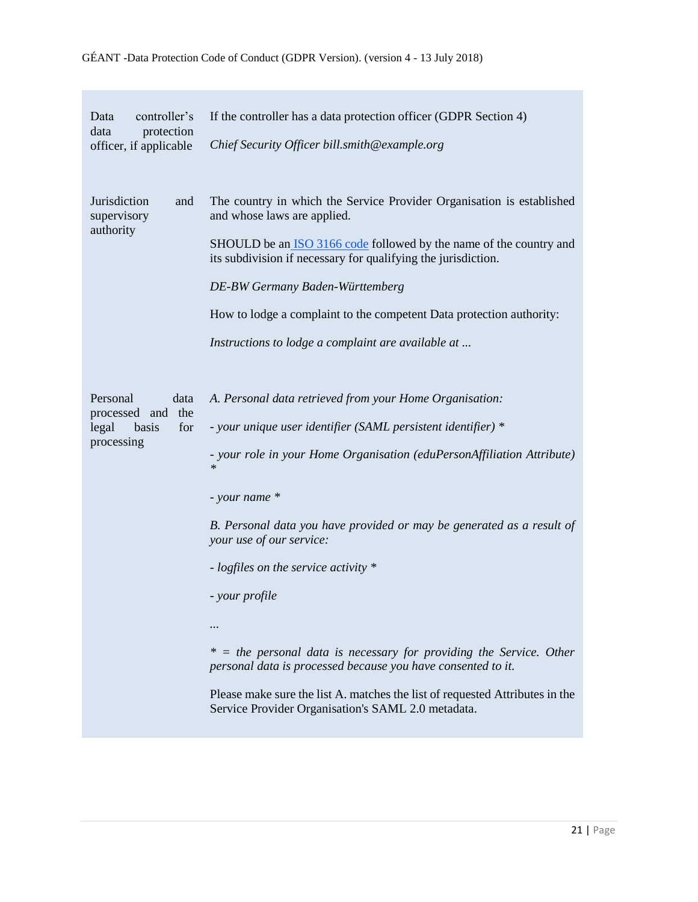| | |
|---|---|
| Data controller's data protection officer, if applicable | If the controller has a data protection officer (GDPR Section 4)<br><br>*Chief Security Officer bill.smith@example.org* |
| Jurisdiction and supervisory authority | The country in which the Service Provider Organisation is established and whose laws are applied.<br><br>SHOULD be an ISO 3166 code followed by the name of the country and its subdivision if necessary for qualifying the jurisdiction.<br><br>*DE-BW Germany Baden-Württemberg*<br><br>How to lodge a complaint to the competent Data protection authority:<br><br>*Instructions to lodge a complaint are available at ...* |
| Personal data processed and the legal basis for processing | *A. Personal data retrieved from your Home Organisation:*<br><br>*- your unique user identifier (SAML persistent identifier) **<br><br>*- your role in your Home Organisation (eduPersonAffiliation Attribute) **<br><br>*- your name **<br><br>*B. Personal data you have provided or may be generated as a result of your use of our service:*<br><br>*- logfiles on the service activity **<br><br>*- your profile*<br><br>*...*<br><br>** = the personal data is necessary for providing the Service. Other personal data is processed because you have consented to it.*<br><br>Please make sure the list A. matches the list of requested Attributes in the Service Provider Organisation's SAML 2.0 metadata. |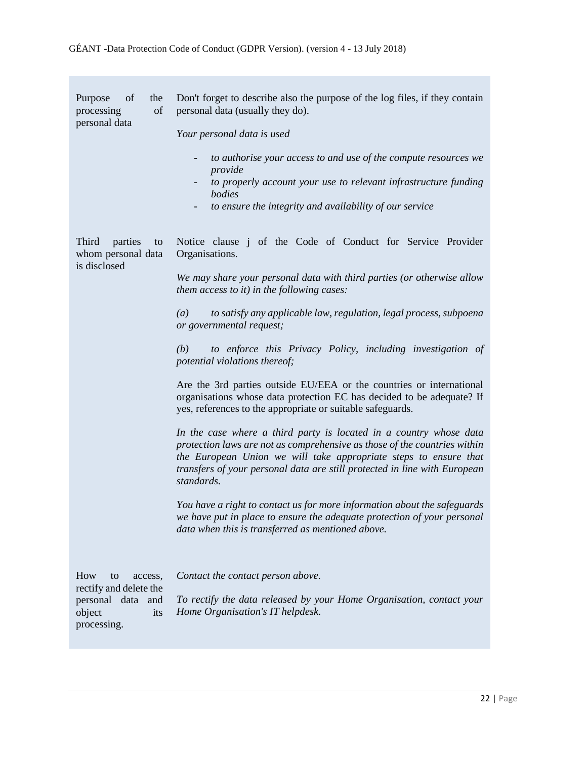| | |
|---|---|
| Purpose of the processing of personal data | Don't forget to describe also the purpose of the log files, if they contain personal data (usually they do).<br><br>*Your personal data is used*<br><br>- *to authorise your access to and use of the compute resources we provide*<br>- *to properly account your use to relevant infrastructure funding bodies*<br>- *to ensure the integrity and availability of our service* |
| Third parties to whom personal data is disclosed | Notice clause j of the Code of Conduct for Service Provider Organisations.<br><br>*We may share your personal data with third parties (or otherwise allow them access to it) in the following cases:*<br><br>*(a) to satisfy any applicable law, regulation, legal process, subpoena or governmental request;*<br><br>*(b) to enforce this Privacy Policy, including investigation of potential violations thereof;*<br><br>Are the 3rd parties outside EU/EEA or the countries or international organisations whose data protection EC has decided to be adequate? If yes, references to the appropriate or suitable safeguards.<br><br>*In the case where a third party is located in a country whose data protection laws are not as comprehensive as those of the countries within the European Union we will take appropriate steps to ensure that transfers of your personal data are still protected in line with European standards.*<br><br>*You have a right to contact us for more information about the safeguards we have put in place to ensure the adequate protection of your personal data when this is transferred as mentioned above.* |
| How to access, rectify and delete the personal data and object its processing. | *Contact the contact person above.*<br><br>*To rectify the data released by your Home Organisation, contact your Home Organisation's IT helpdesk.* |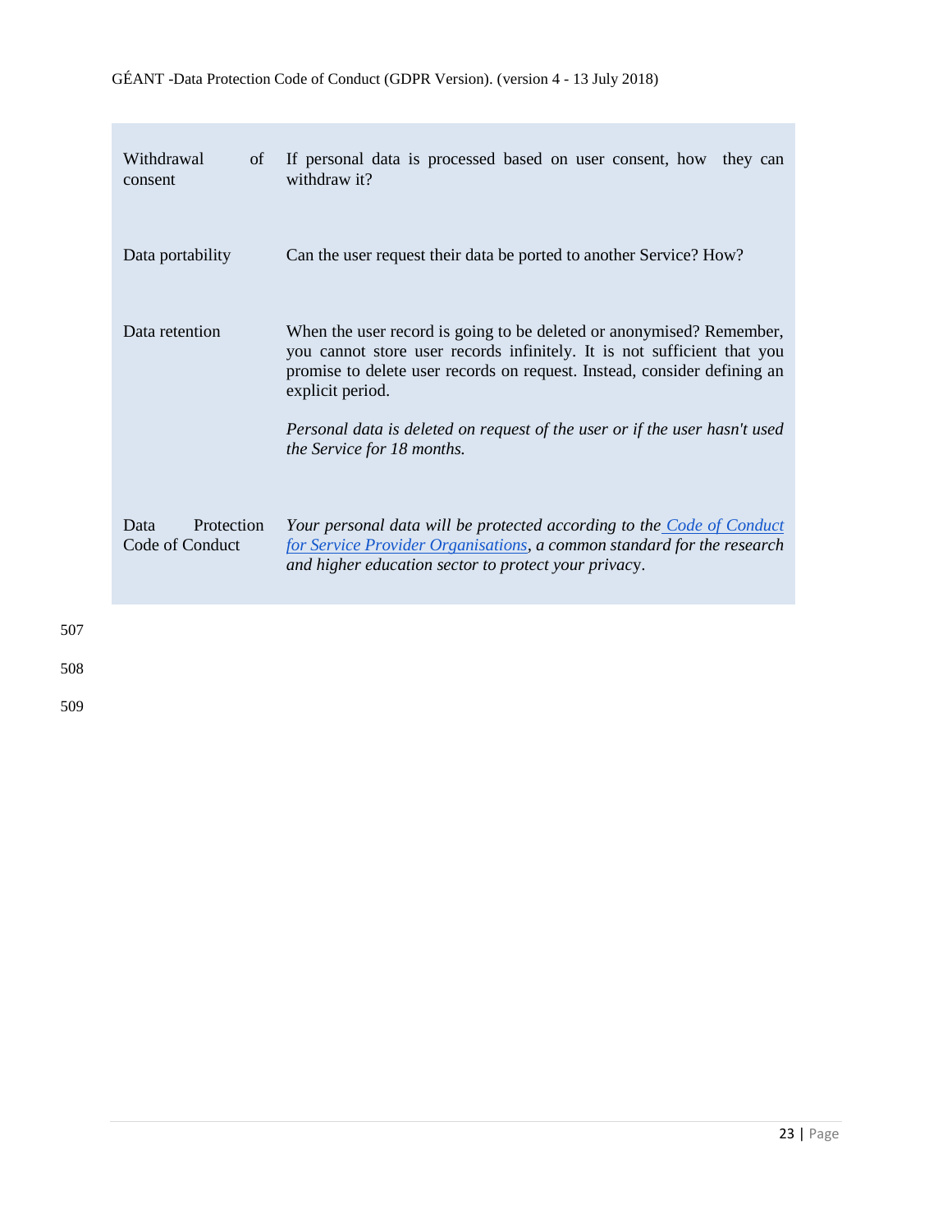| | |
|---|---|
| Withdrawal of consent | If personal data is processed based on user consent, how they can withdraw it? |
| Data portability | Can the user request their data be ported to another Service? How? |
| Data retention | When the user record is going to be deleted or anonymised? Remember, you cannot store user records infinitely. It is not sufficient that you promise to delete user records on request. Instead, consider defining an explicit period.<br><br>*Personal data is deleted on request of the user or if the user hasn't used the Service for 18 months.* |
| Data Protection Code of Conduct | *Your personal data will be protected according to the [Code of Conduct for Service Provider Organisations](), a common standard for the research and higher education sector to protect your privacy*. |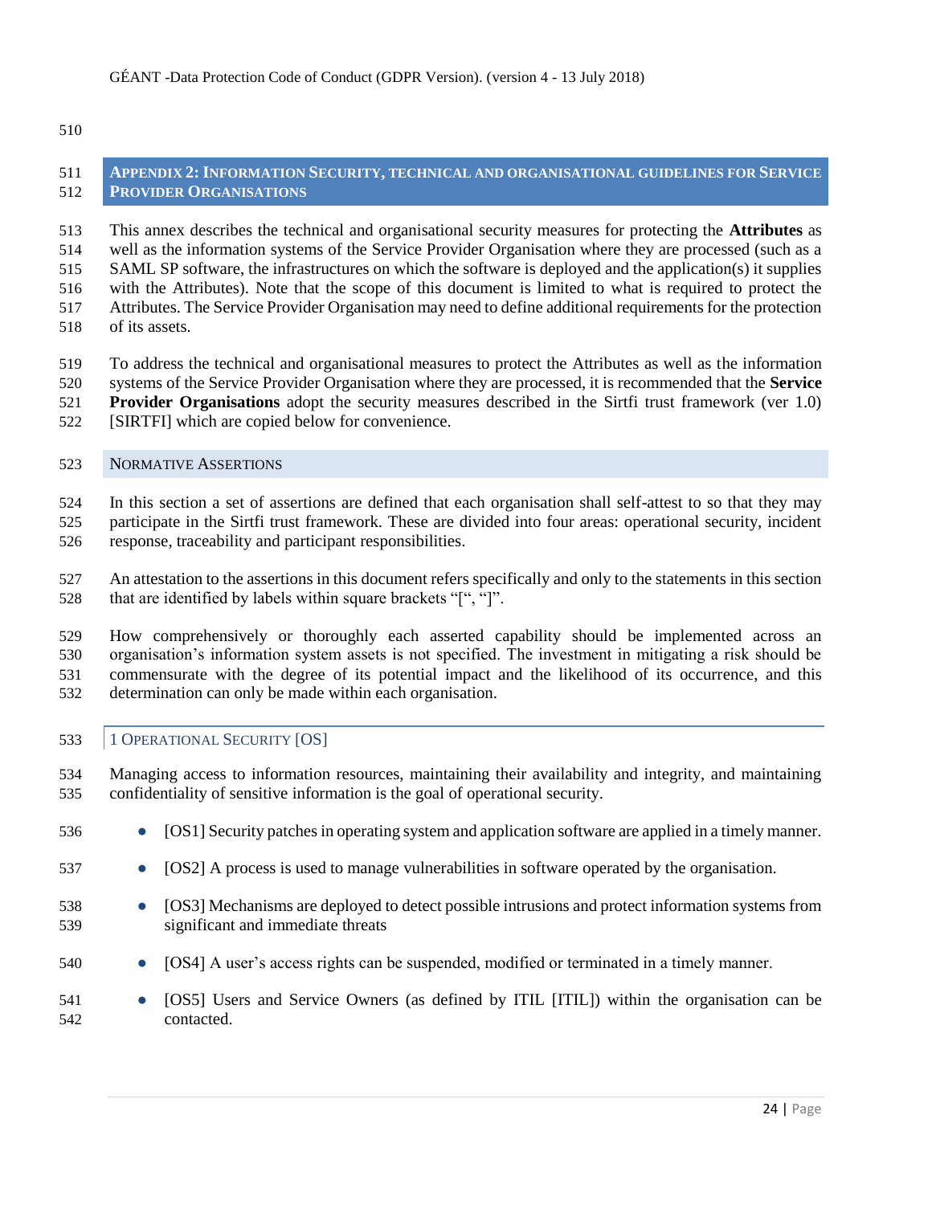## Appendix 2: Information Security, technical and organisational guidelines for Service Provider Organisations

This annex describes the technical and organisational security measures for protecting the **Attributes** as well as the information systems of the Service Provider Organisation where they are processed (such as a SAML SP software, the infrastructures on which the software is deployed and the application(s) it supplies with the Attributes). Note that the scope of this document is limited to what is required to protect the Attributes. The Service Provider Organisation may need to define additional requirements for the protection of its assets.

To address the technical and organisational measures to protect the Attributes as well as the information systems of the Service Provider Organisation where they are processed, it is recommended that the **Service Provider Organisations** adopt the security measures described in the Sirtfi trust framework (ver 1.0) [SIRTFI] which are copied below for convenience.

### Normative Assertions

In this section a set of assertions are defined that each organisation shall self-attest to so that they may participate in the Sirtfi trust framework. These are divided into four areas: operational security, incident response, traceability and participant responsibilities.

An attestation to the assertions in this document refers specifically and only to the statements in this section that are identified by labels within square brackets "[", "]".

How comprehensively or thoroughly each asserted capability should be implemented across an organisation's information system assets is not specified. The investment in mitigating a risk should be commensurate with the degree of its potential impact and the likelihood of its occurrence, and this determination can only be made within each organisation.

#### 1 Operational Security [OS]

Managing access to information resources, maintaining their availability and integrity, and maintaining confidentiality of sensitive information is the goal of operational security.

- [OS1] Security patches in operating system and application software are applied in a timely manner.
- [OS2] A process is used to manage vulnerabilities in software operated by the organisation.
- [OS3] Mechanisms are deployed to detect possible intrusions and protect information systems from significant and immediate threats
- [OS4] A user's access rights can be suspended, modified or terminated in a timely manner.
- [OS5] Users and Service Owners (as defined by ITIL [ITIL]) within the organisation can be contacted.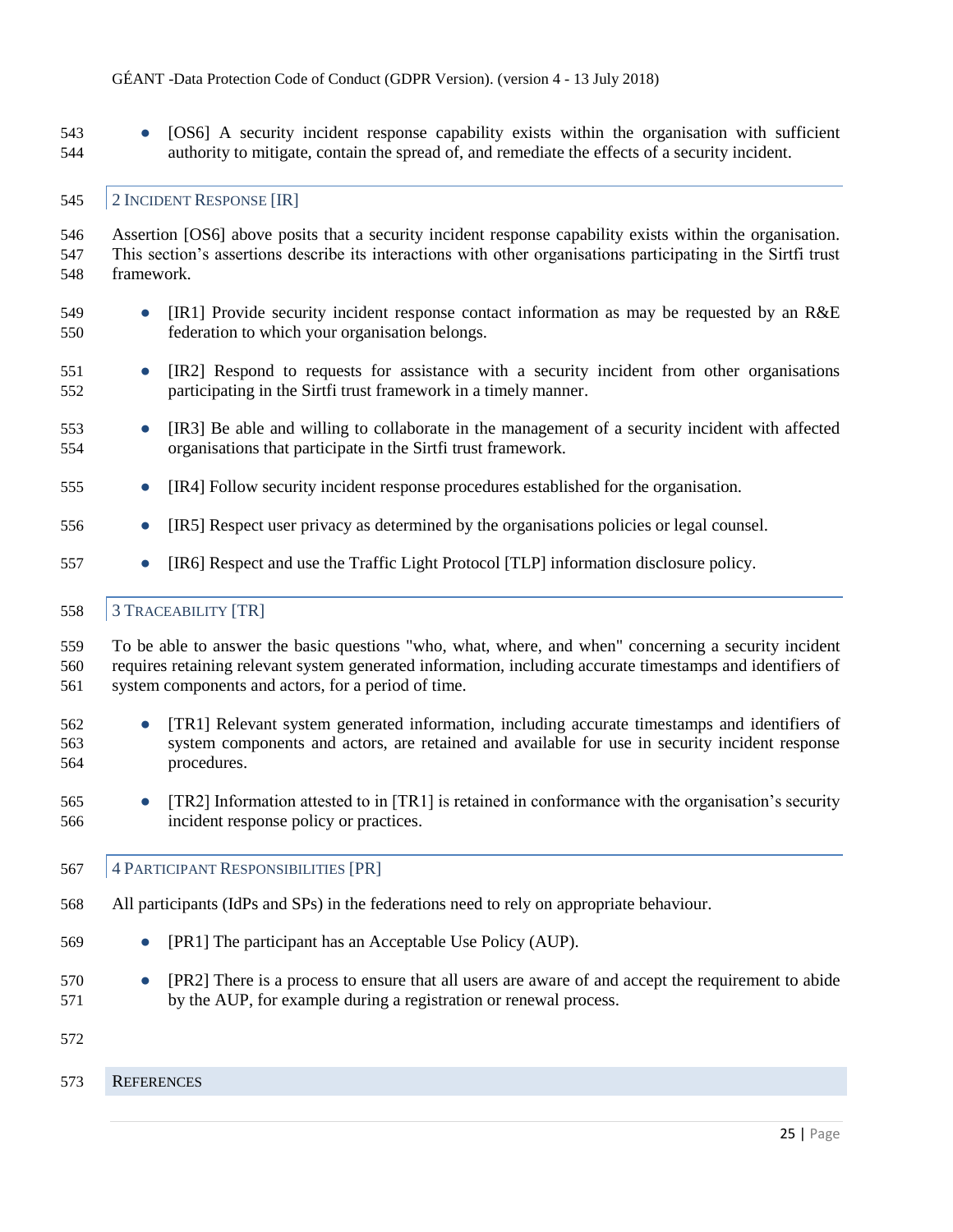- [OS6] A security incident response capability exists within the organisation with sufficient authority to mitigate, contain the spread of, and remediate the effects of a security incident.

## 2 Incident Response [IR]

Assertion [OS6] above posits that a security incident response capability exists within the organisation. This section's assertions describe its interactions with other organisations participating in the Sirtfi trust framework.

- [IR1] Provide security incident response contact information as may be requested by an R&E federation to which your organisation belongs.
- [IR2] Respond to requests for assistance with a security incident from other organisations participating in the Sirtfi trust framework in a timely manner.
- [IR3] Be able and willing to collaborate in the management of a security incident with affected organisations that participate in the Sirtfi trust framework.
- [IR4] Follow security incident response procedures established for the organisation.
- [IR5] Respect user privacy as determined by the organisations policies or legal counsel.
- [IR6] Respect and use the Traffic Light Protocol [TLP] information disclosure policy.

## 3 Traceability [TR]

To be able to answer the basic questions "who, what, where, and when" concerning a security incident requires retaining relevant system generated information, including accurate timestamps and identifiers of system components and actors, for a period of time.

- [TR1] Relevant system generated information, including accurate timestamps and identifiers of system components and actors, are retained and available for use in security incident response procedures.
- [TR2] Information attested to in [TR1] is retained in conformance with the organisation's security incident response policy or practices.

## 4 Participant Responsibilities [PR]

All participants (IdPs and SPs) in the federations need to rely on appropriate behaviour.

- [PR1] The participant has an Acceptable Use Policy (AUP).
- [PR2] There is a process to ensure that all users are aware of and accept the requirement to abide by the AUP, for example during a registration or renewal process.

# References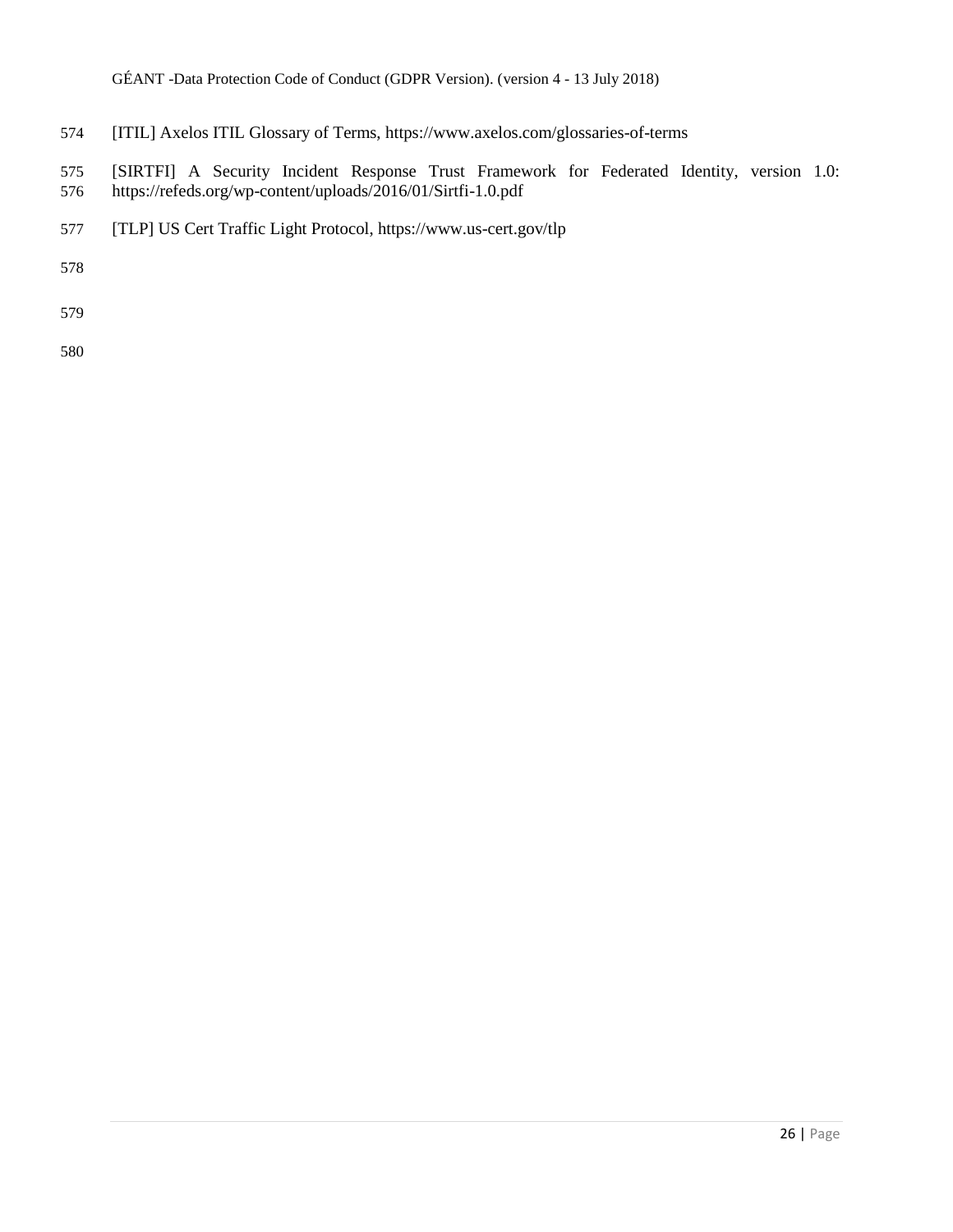[ITIL] Axelos ITIL Glossary of Terms, https://www.axelos.com/glossaries-of-terms

[SIRTFI] A Security Incident Response Trust Framework for Federated Identity, version 1.0: https://refeds.org/wp-content/uploads/2016/01/Sirtfi-1.0.pdf

[TLP] US Cert Traffic Light Protocol, https://www.us-cert.gov/tlp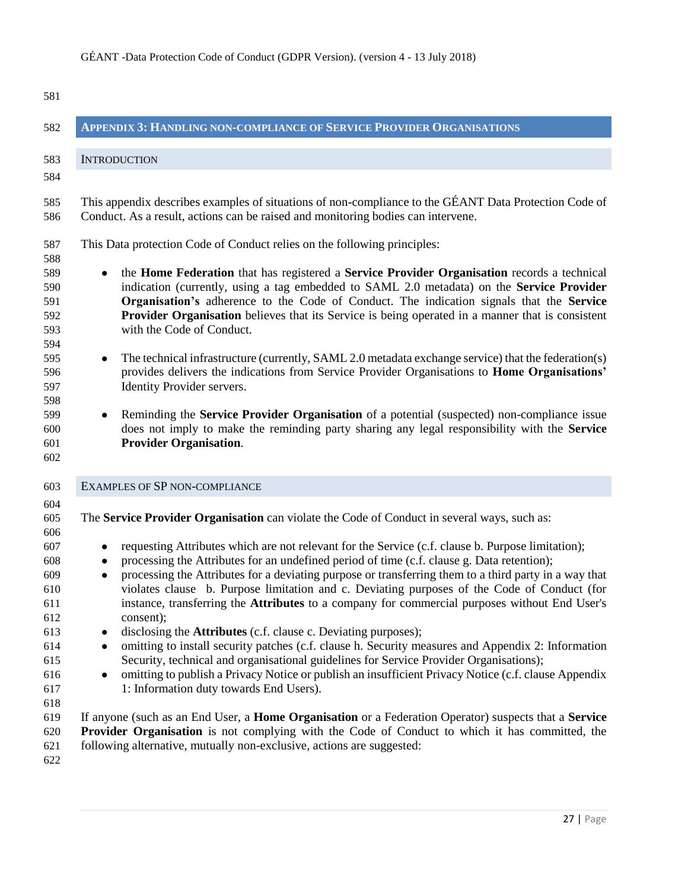## Appendix 3: Handling non-compliance of Service Provider Organisations

### Introduction

This appendix describes examples of situations of non-compliance to the GÉANT Data Protection Code of Conduct. As a result, actions can be raised and monitoring bodies can intervene.

This Data protection Code of Conduct relies on the following principles:

- the **Home Federation** that has registered a **Service Provider Organisation** records a technical indication (currently, using a tag embedded to SAML 2.0 metadata) on the **Service Provider Organisation's** adherence to the Code of Conduct. The indication signals that the **Service Provider Organisation** believes that its Service is being operated in a manner that is consistent with the Code of Conduct.

- The technical infrastructure (currently, SAML 2.0 metadata exchange service) that the federation(s) provides delivers the indications from Service Provider Organisations to **Home Organisations'** Identity Provider servers.

- Reminding the **Service Provider Organisation** of a potential (suspected) non-compliance issue does not imply to make the reminding party sharing any legal responsibility with the **Service Provider Organisation**.

### Examples of SP non-compliance

The **Service Provider Organisation** can violate the Code of Conduct in several ways, such as:

- requesting Attributes which are not relevant for the Service (c.f. clause b. Purpose limitation);
- processing the Attributes for an undefined period of time (c.f. clause g. Data retention);
- processing the Attributes for a deviating purpose or transferring them to a third party in a way that violates clause b. Purpose limitation and c. Deviating purposes of the Code of Conduct (for instance, transferring the **Attributes** to a company for commercial purposes without End User's consent);
- disclosing the **Attributes** (c.f. clause c. Deviating purposes);
- omitting to install security patches (c.f. clause h. Security measures and Appendix 2: Information Security, technical and organisational guidelines for Service Provider Organisations);
- omitting to publish a Privacy Notice or publish an insufficient Privacy Notice (c.f. clause Appendix 1: Information duty towards End Users).

If anyone (such as an End User, a **Home Organisation** or a Federation Operator) suspects that a **Service Provider Organisation** is not complying with the Code of Conduct to which it has committed, the following alternative, mutually non-exclusive, actions are suggested: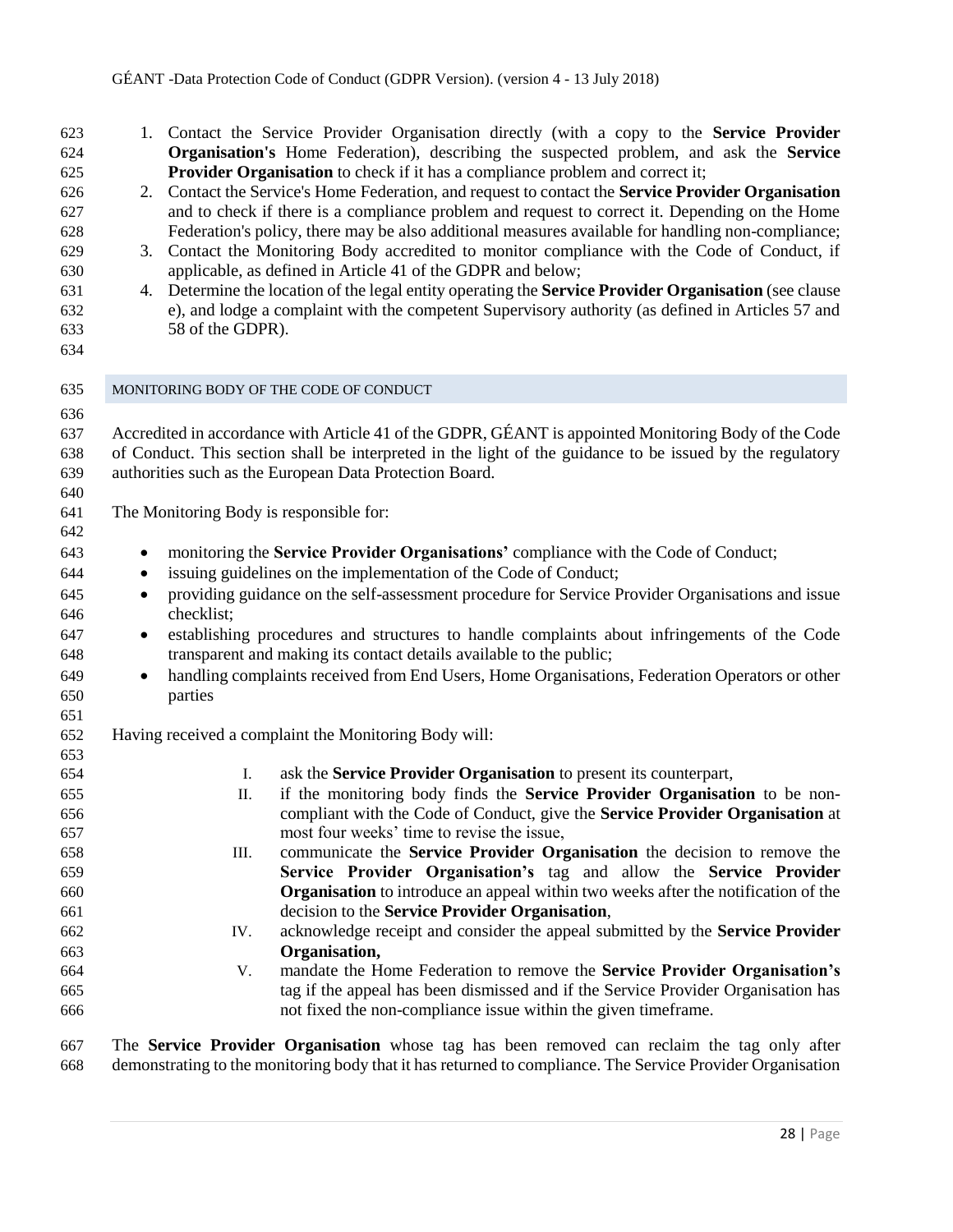1. Contact the Service Provider Organisation directly (with a copy to the **Service Provider Organisation's** Home Federation), describing the suspected problem, and ask the **Service Provider Organisation** to check if it has a compliance problem and correct it;
2. Contact the Service's Home Federation, and request to contact the **Service Provider Organisation** and to check if there is a compliance problem and request to correct it. Depending on the Home Federation's policy, there may be also additional measures available for handling non-compliance;
3. Contact the Monitoring Body accredited to monitor compliance with the Code of Conduct, if applicable, as defined in Article 41 of the GDPR and below;
4. Determine the location of the legal entity operating the **Service Provider Organisation** (see clause e), and lodge a complaint with the competent Supervisory authority (as defined in Articles 57 and 58 of the GDPR).

## MONITORING BODY OF THE CODE OF CONDUCT

Accredited in accordance with Article 41 of the GDPR, GÉANT is appointed Monitoring Body of the Code of Conduct. This section shall be interpreted in the light of the guidance to be issued by the regulatory authorities such as the European Data Protection Board.

The Monitoring Body is responsible for:

- monitoring the **Service Provider Organisations'** compliance with the Code of Conduct;
- issuing guidelines on the implementation of the Code of Conduct;
- providing guidance on the self-assessment procedure for Service Provider Organisations and issue checklist;
- establishing procedures and structures to handle complaints about infringements of the Code transparent and making its contact details available to the public;
- handling complaints received from End Users, Home Organisations, Federation Operators or other parties

Having received a complaint the Monitoring Body will:

I. ask the **Service Provider Organisation** to present its counterpart,
II. if the monitoring body finds the **Service Provider Organisation** to be non-compliant with the Code of Conduct, give the **Service Provider Organisation** at most four weeks' time to revise the issue,
III. communicate the **Service Provider Organisation** the decision to remove the **Service Provider Organisation's** tag and allow the **Service Provider Organisation** to introduce an appeal within two weeks after the notification of the decision to the **Service Provider Organisation**,
IV. acknowledge receipt and consider the appeal submitted by the **Service Provider Organisation,**
V. mandate the Home Federation to remove the **Service Provider Organisation's** tag if the appeal has been dismissed and if the Service Provider Organisation has not fixed the non-compliance issue within the given timeframe.

The **Service Provider Organisation** whose tag has been removed can reclaim the tag only after demonstrating to the monitoring body that it has returned to compliance. The Service Provider Organisation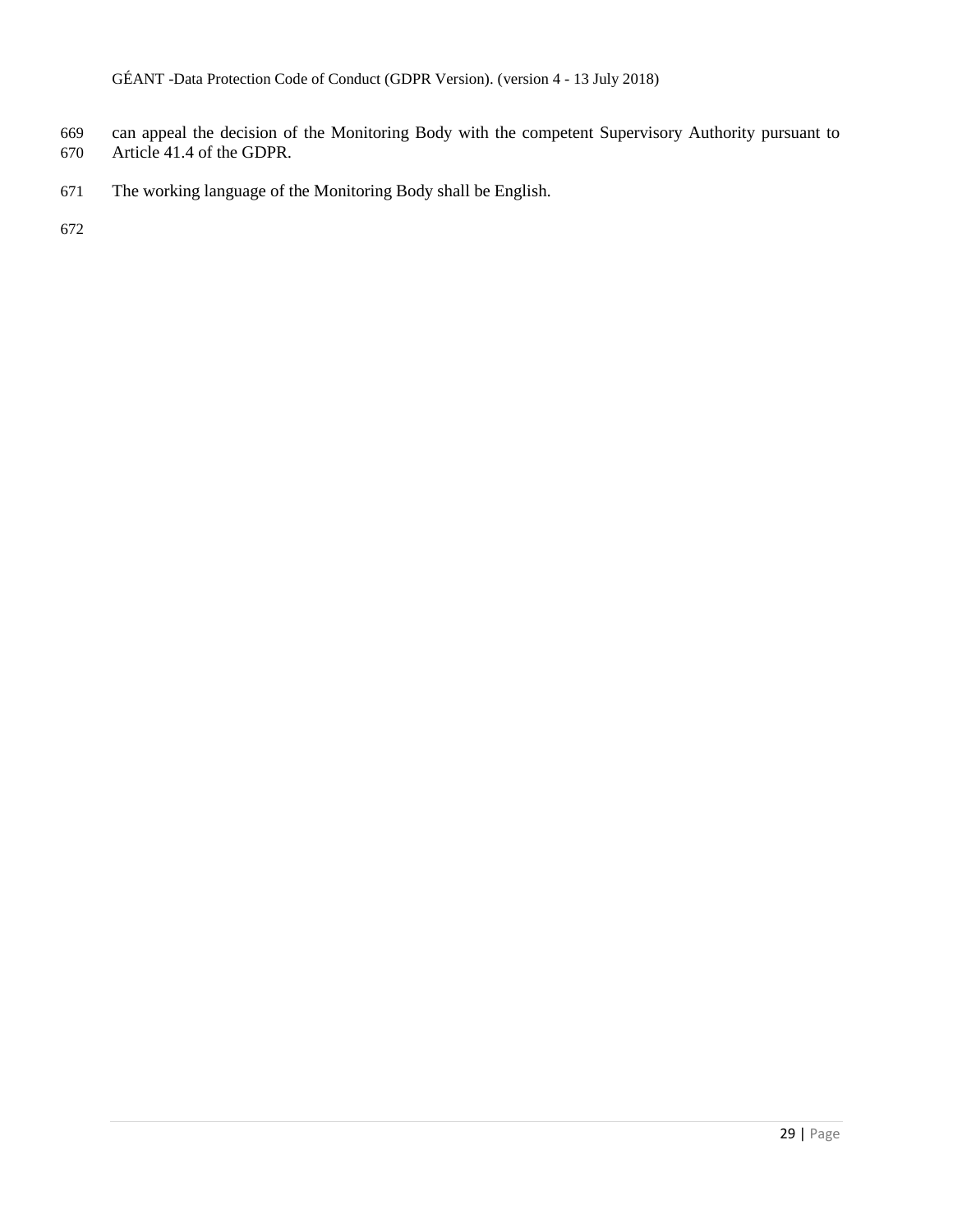can appeal the decision of the Monitoring Body with the competent Supervisory Authority pursuant to Article 41.4 of the GDPR.

The working language of the Monitoring Body shall be English.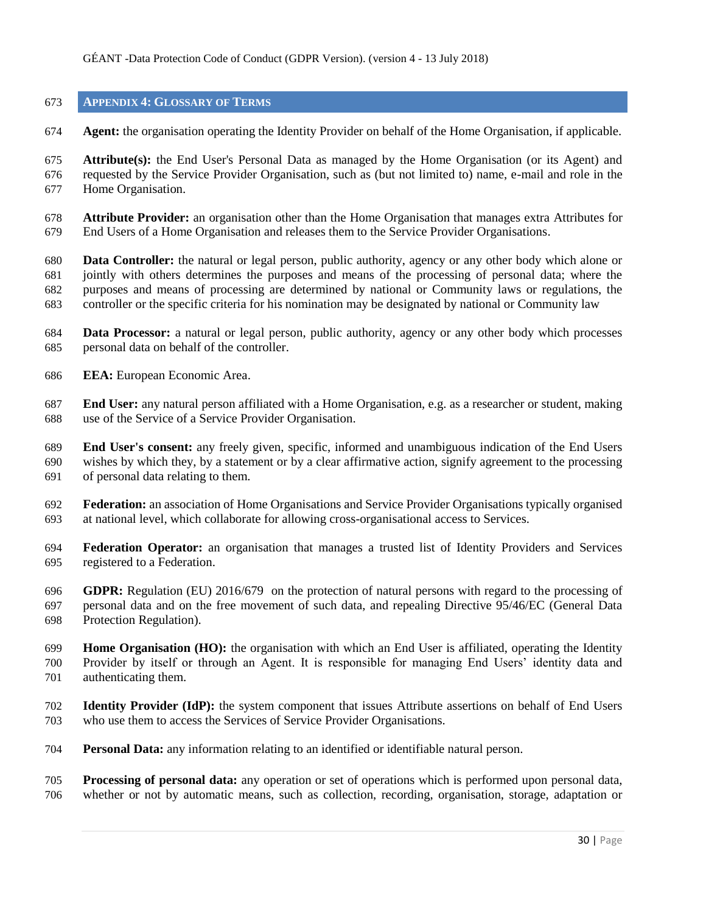## APPENDIX 4: GLOSSARY OF TERMS

**Agent:** the organisation operating the Identity Provider on behalf of the Home Organisation, if applicable.

**Attribute(s):** the End User's Personal Data as managed by the Home Organisation (or its Agent) and requested by the Service Provider Organisation, such as (but not limited to) name, e-mail and role in the Home Organisation.

**Attribute Provider:** an organisation other than the Home Organisation that manages extra Attributes for End Users of a Home Organisation and releases them to the Service Provider Organisations.

**Data Controller:** the natural or legal person, public authority, agency or any other body which alone or jointly with others determines the purposes and means of the processing of personal data; where the purposes and means of processing are determined by national or Community laws or regulations, the controller or the specific criteria for his nomination may be designated by national or Community law

**Data Processor:** a natural or legal person, public authority, agency or any other body which processes personal data on behalf of the controller.

**EEA:** European Economic Area.

**End User:** any natural person affiliated with a Home Organisation, e.g. as a researcher or student, making use of the Service of a Service Provider Organisation.

**End User's consent:** any freely given, specific, informed and unambiguous indication of the End Users wishes by which they, by a statement or by a clear affirmative action, signify agreement to the processing of personal data relating to them.

**Federation:** an association of Home Organisations and Service Provider Organisations typically organised at national level, which collaborate for allowing cross-organisational access to Services.

**Federation Operator:** an organisation that manages a trusted list of Identity Providers and Services registered to a Federation.

**GDPR:** Regulation (EU) 2016/679 on the protection of natural persons with regard to the processing of personal data and on the free movement of such data, and repealing Directive 95/46/EC (General Data Protection Regulation).

**Home Organisation (HO):** the organisation with which an End User is affiliated, operating the Identity Provider by itself or through an Agent. It is responsible for managing End Users' identity data and authenticating them.

**Identity Provider (IdP):** the system component that issues Attribute assertions on behalf of End Users who use them to access the Services of Service Provider Organisations.

**Personal Data:** any information relating to an identified or identifiable natural person.

**Processing of personal data:** any operation or set of operations which is performed upon personal data, whether or not by automatic means, such as collection, recording, organisation, storage, adaptation or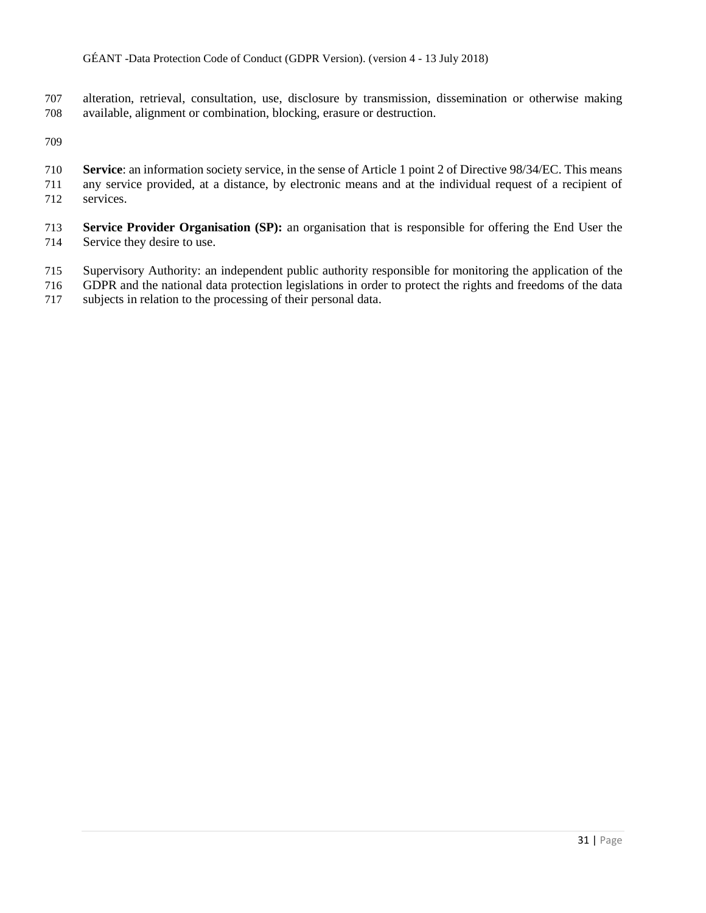alteration, retrieval, consultation, use, disclosure by transmission, dissemination or otherwise making available, alignment or combination, blocking, erasure or destruction.

**Service**: an information society service, in the sense of Article 1 point 2 of Directive 98/34/EC. This means any service provided, at a distance, by electronic means and at the individual request of a recipient of services.

**Service Provider Organisation (SP):** an organisation that is responsible for offering the End User the Service they desire to use.

Supervisory Authority: an independent public authority responsible for monitoring the application of the GDPR and the national data protection legislations in order to protect the rights and freedoms of the data subjects in relation to the processing of their personal data.